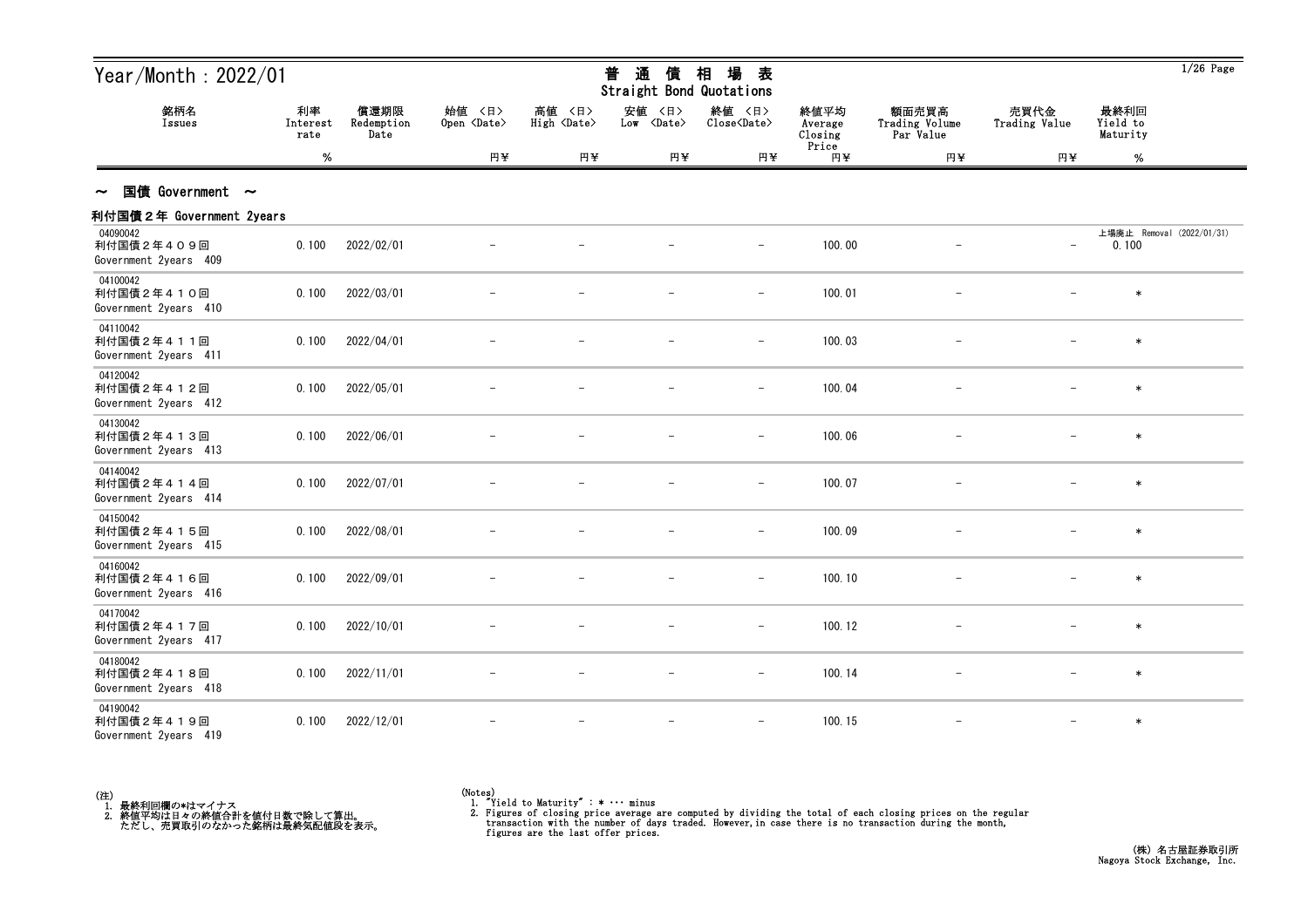# Year/Month : 2022/01

## 普 通 債 相 場 表
Straight Bond Quotations

| 銘柄名 Issues | 利率 Interest rate | 償還期限 Redemption Date | 始値 <日> Open <Date> | 高値 <日> High <Date> | 安値 <日> Low <Date> | 終値 <日> Close<Date> | 終値平均 Average Closing Price | 額面売買高 Trading Volume Par Value | 売買代金 Trading Value | 最終利回 Yield to Maturity |
|---|---|---|---|---|---|---|---|---|---|---|
| | % | | 円¥ | 円¥ | 円¥ | 円¥ | 円¥ | 円¥ | 円¥ | % |

### ～ 国債 Government ～

#### 利付国債２年 Government 2years

| 銘柄名 Issues | 利率 Interest rate | 償還期限 Redemption Date | 始値 <日> Open <Date> | 高値 <日> High <Date> | 安値 <日> Low <Date> | 終値 <日> Close<Date> | 終値平均 Average Closing Price | 額面売買高 Trading Volume Par Value | 売買代金 Trading Value | 最終利回 Yield to Maturity |
|---|---|---|---|---|---|---|---|---|---|---|
| 04090042 利付国債２年４０９回 Government 2years 409 | 0.100 | 2022/02/01 | － | － | － | － | 100.00 | － | － | 上場廃止 Removal (2022/01/31) 0.100 |
| 04100042 利付国債２年４１０回 Government 2years 410 | 0.100 | 2022/03/01 | － | － | － | － | 100.01 | － | － | * |
| 04110042 利付国債２年４１１回 Government 2years 411 | 0.100 | 2022/04/01 | － | － | － | － | 100.03 | － | － | * |
| 04120042 利付国債２年４１２回 Government 2years 412 | 0.100 | 2022/05/01 | － | － | － | － | 100.04 | － | － | * |
| 04130042 利付国債２年４１３回 Government 2years 413 | 0.100 | 2022/06/01 | － | － | － | － | 100.06 | － | － | * |
| 04140042 利付国債２年４１４回 Government 2years 414 | 0.100 | 2022/07/01 | － | － | － | － | 100.07 | － | － | * |
| 04150042 利付国債２年４１５回 Government 2years 415 | 0.100 | 2022/08/01 | － | － | － | － | 100.09 | － | － | * |
| 04160042 利付国債２年４１６回 Government 2years 416 | 0.100 | 2022/09/01 | － | － | － | － | 100.10 | － | － | * |
| 04170042 利付国債２年４１７回 Government 2years 417 | 0.100 | 2022/10/01 | － | － | － | － | 100.12 | － | － | * |
| 04180042 利付国債２年４１８回 Government 2years 418 | 0.100 | 2022/11/01 | － | － | － | － | 100.14 | － | － | * |
| 04190042 利付国債２年４１９回 Government 2years 419 | 0.100 | 2022/12/01 | － | － | － | － | 100.15 | － | － | * |

(注)
1. 最終利回欄の*はマイナス
2. 終値平均は日々の終値合計を値付日数で除して算出。
ただし、売買取引のなかった銘柄は最終気配値段を表示。

(Notes)
1. "Yield to Maturity" : * ･･･ minus
2. Figures of closing price average are computed by dividing the total of each closing prices on the regular transaction with the number of days traded. However,in case there is no transaction during the month, figures are the last offer prices.

(株) 名古屋証券取引所
Nagoya Stock Exchange, Inc.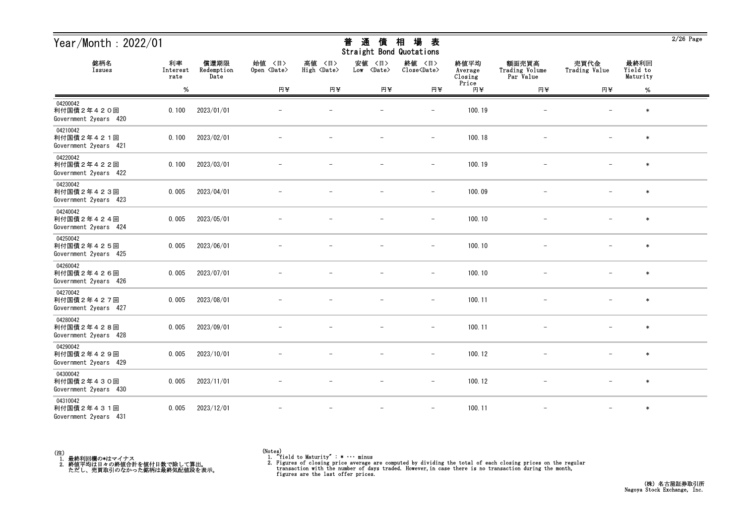# Year/Month：2022/01

## 普 通 債 相 場 表
Straight Bond Quotations

| 銘柄名 Issues | 利率 Interest rate | 償還期限 Redemption Date | 始値 <日> Open <Date> | 高値 <日> High <Date> | 安値 <日> Low <Date> | 終値 <日> Close<Date> | 終値平均 Average Closing Price | 額面売買高 Trading Volume Par Value | 売買代金 Trading Value | 最終利回 Yield to Maturity |
|---|---|---|---|---|---|---|---|---|---|---|
| | % | | 円¥ | 円¥ | 円¥ | 円¥ | 円¥ | 円¥ | 円¥ | % |
| 04200042 利付国債２年４２０回 Government 2years 420 | 0.100 | 2023/01/01 | − | − | − | − | 100.19 | − | − | * |
| 04210042 利付国債２年４２１回 Government 2years 421 | 0.100 | 2023/02/01 | − | − | − | − | 100.18 | − | − | * |
| 04220042 利付国債２年４２２回 Government 2years 422 | 0.100 | 2023/03/01 | − | − | − | − | 100.19 | − | − | * |
| 04230042 利付国債２年４２３回 Government 2years 423 | 0.005 | 2023/04/01 | − | − | − | − | 100.09 | − | − | * |
| 04240042 利付国債２年４２４回 Government 2years 424 | 0.005 | 2023/05/01 | − | − | − | − | 100.10 | − | − | * |
| 04250042 利付国債２年４２５回 Government 2years 425 | 0.005 | 2023/06/01 | − | − | − | − | 100.10 | − | − | * |
| 04260042 利付国債２年４２６回 Government 2years 426 | 0.005 | 2023/07/01 | − | − | − | − | 100.10 | − | − | * |
| 04270042 利付国債２年４２７回 Government 2years 427 | 0.005 | 2023/08/01 | − | − | − | − | 100.11 | − | − | * |
| 04280042 利付国債２年４２８回 Government 2years 428 | 0.005 | 2023/09/01 | − | − | − | − | 100.11 | − | − | * |
| 04290042 利付国債２年４２９回 Government 2years 429 | 0.005 | 2023/10/01 | − | − | − | − | 100.12 | − | − | * |
| 04300042 利付国債２年４３０回 Government 2years 430 | 0.005 | 2023/11/01 | − | − | − | − | 100.12 | − | − | * |
| 04310042 利付国債２年４３１回 Government 2years 431 | 0.005 | 2023/12/01 | − | − | − | − | 100.11 | − | − | * |

(注)
1. 最終利回欄の*はマイナス
2. 終値平均は日々の終値合計を値付日数で除して算出。
   ただし、売買取引のなかった銘柄は最終気配値段を表示。

(Notes)
1. "Yield to Maturity" : * ･･･ minus
2. Figures of closing price average are computed by dividing the total of each closing prices on the regular transaction with the number of days traded. However,in case there is no transaction during the month, figures are the last offer prices.

(株) 名古屋証券取引所
Nagoya Stock Exchange, Inc.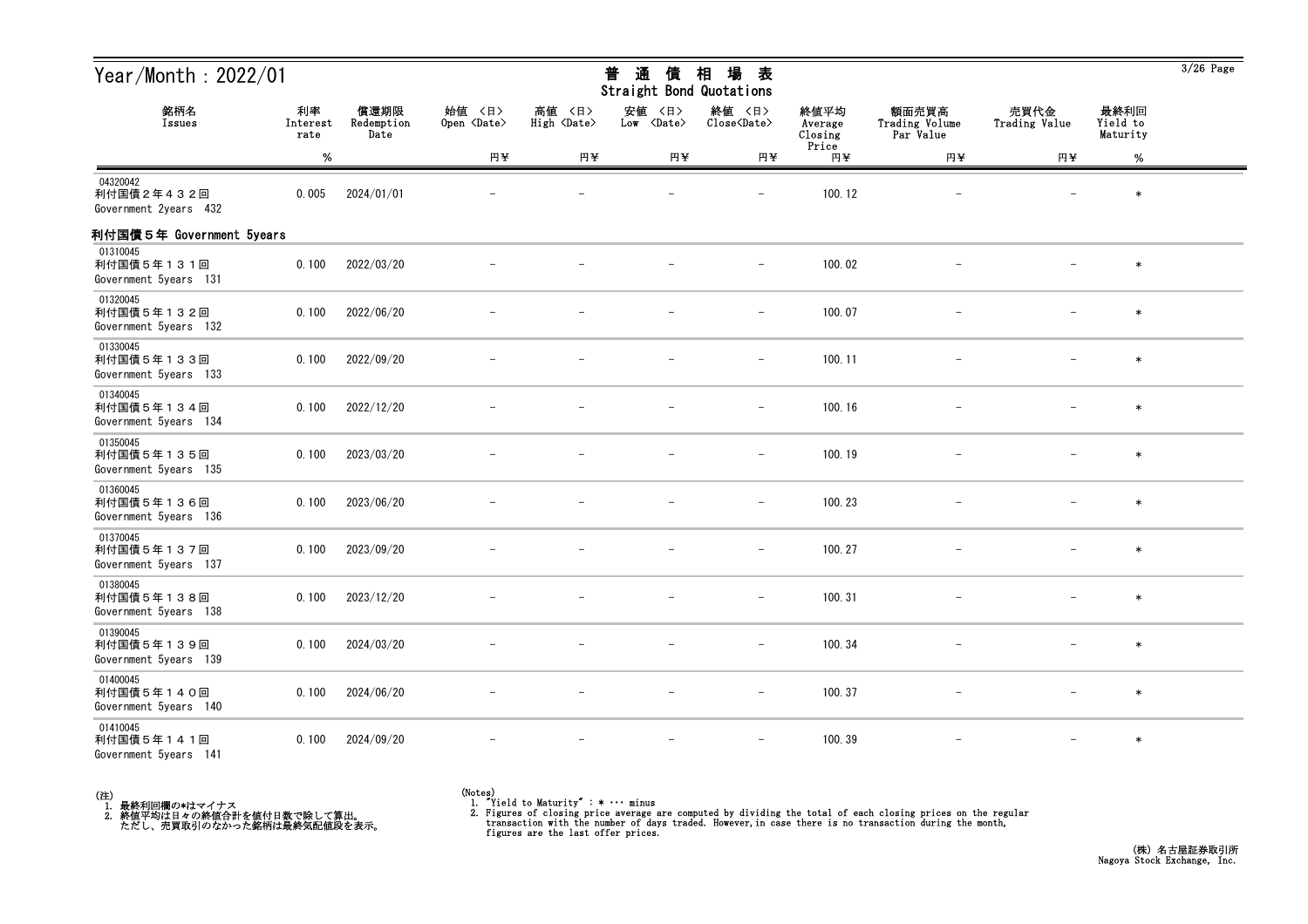# Year/Month：2022/01

## 普 通 債 相 場 表
Straight Bond Quotations

| 銘柄名 Issues | 利率 Interest rate % | 償還期限 Redemption Date | 始値 〈日〉 Open 〈Date〉 円¥ | 高値 〈日〉 High 〈Date〉 円¥ | 安値 〈日〉 Low 〈Date〉 円¥ | 終値 〈日〉 Close〈Date〉 円¥ | 終値平均 Average Closing Price 円¥ | 額面売買高 Trading Volume Par Value 円¥ | 売買代金 Trading Value 円¥ | 最終利回 Yield to Maturity % |
|---|---|---|---|---|---|---|---|---|---|---|
| 04320042 利付国債２年４３２回 Government 2years 432 | 0.005 | 2024/01/01 | － | － | － | － | 100.12 | － | － | * |
| **利付国債５年 Government 5years** | | | | | | | | | | |
| 01310045 利付国債５年１３１回 Government 5years 131 | 0.100 | 2022/03/20 | － | － | － | － | 100.02 | － | － | * |
| 01320045 利付国債５年１３２回 Government 5years 132 | 0.100 | 2022/06/20 | － | － | － | － | 100.07 | － | － | * |
| 01330045 利付国債５年１３３回 Government 5years 133 | 0.100 | 2022/09/20 | － | － | － | － | 100.11 | － | － | * |
| 01340045 利付国債５年１３４回 Government 5years 134 | 0.100 | 2022/12/20 | － | － | － | － | 100.16 | － | － | * |
| 01350045 利付国債５年１３５回 Government 5years 135 | 0.100 | 2023/03/20 | － | － | － | － | 100.19 | － | － | * |
| 01360045 利付国債５年１３６回 Government 5years 136 | 0.100 | 2023/06/20 | － | － | － | － | 100.23 | － | － | * |
| 01370045 利付国債５年１３７回 Government 5years 137 | 0.100 | 2023/09/20 | － | － | － | － | 100.27 | － | － | * |
| 01380045 利付国債５年１３８回 Government 5years 138 | 0.100 | 2023/12/20 | － | － | － | － | 100.31 | － | － | * |
| 01390045 利付国債５年１３９回 Government 5years 139 | 0.100 | 2024/03/20 | － | － | － | － | 100.34 | － | － | * |
| 01400045 利付国債５年１４０回 Government 5years 140 | 0.100 | 2024/06/20 | － | － | － | － | 100.37 | － | － | * |
| 01410045 利付国債５年１４１回 Government 5years 141 | 0.100 | 2024/09/20 | － | － | － | － | 100.39 | － | － | * |

(注)
1. 最終利回欄の*はマイナス
2. 終値平均は日々の終値合計を値付日数で除して算出。
   ただし、売買取引のなかった銘柄は最終気配値段を表示。

(Notes)
1. "Yield to Maturity" : * ･･･ minus
2. Figures of closing price average are computed by dividing the total of each closing prices on the regular transaction with the number of days traded. However,in case there is no transaction during the month, figures are the last offer prices.

(株) 名古屋証券取引所
Nagoya Stock Exchange, Inc.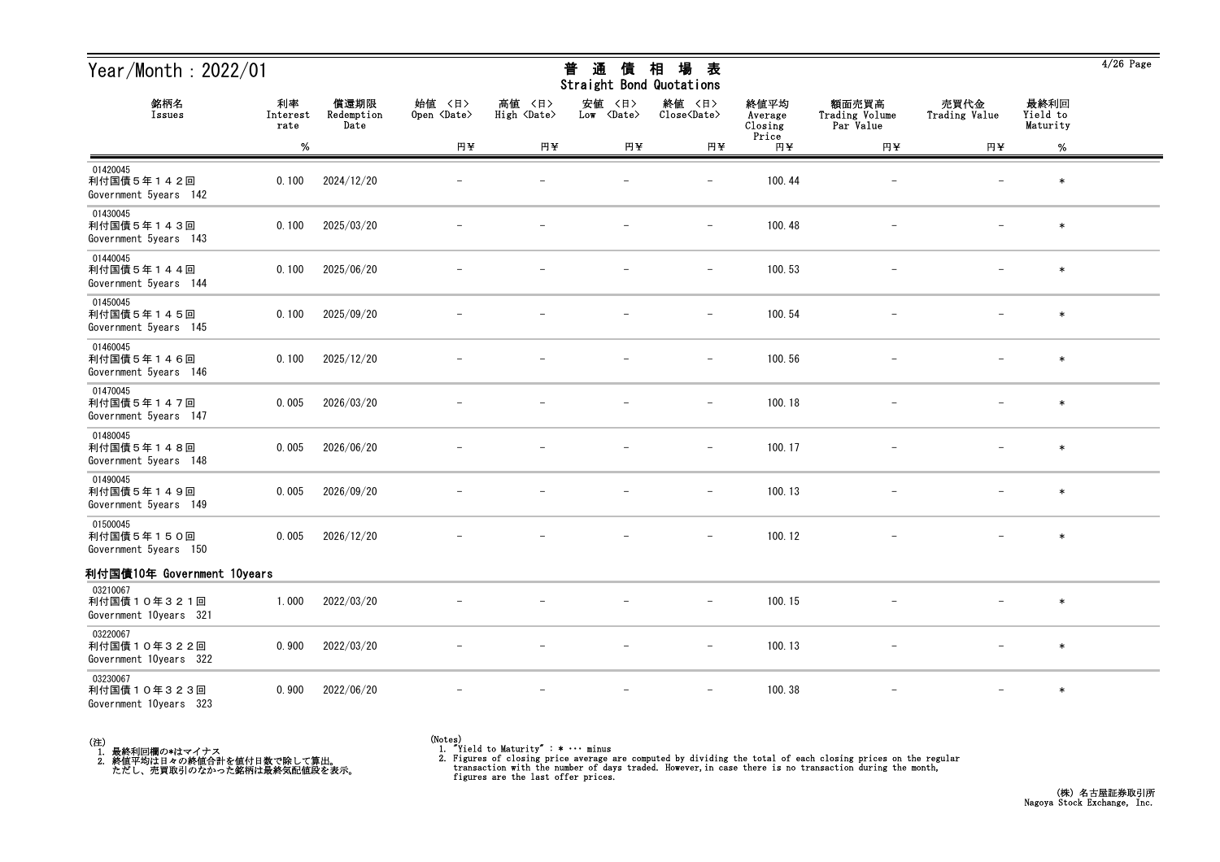# Year/Month：2022/01

## 普　通　債　相　場　表
## Straight Bond Quotations

| 銘柄名<br>Issues | 利率<br>Interest rate<br>% | 償還期限<br>Redemption Date | 始値 <日><br>Open <Date><br>円¥ | 高値 <日><br>High <Date><br>円¥ | 安値 <日><br>Low <Date><br>円¥ | 終値 <日><br>Close<Date><br>円¥ | 終値平均<br>Average Closing Price<br>円¥ | 額面売買高<br>Trading Volume Par Value<br>円¥ | 売買代金<br>Trading Value<br>円¥ | 最終利回<br>Yield to Maturity<br>% |
|---|---|---|---|---|---|---|---|---|---|---|
| 01420045<br>利付国債５年１４２回<br>Government 5years 142 | 0.100 | 2024/12/20 | − | − | − | − | 100.44 | − | − | * |
| 01430045<br>利付国債５年１４３回<br>Government 5years 143 | 0.100 | 2025/03/20 | − | − | − | − | 100.48 | − | − | * |
| 01440045<br>利付国債５年１４４回<br>Government 5years 144 | 0.100 | 2025/06/20 | − | − | − | − | 100.53 | − | − | * |
| 01450045<br>利付国債５年１４５回<br>Government 5years 145 | 0.100 | 2025/09/20 | − | − | − | − | 100.54 | − | − | * |
| 01460045<br>利付国債５年１４６回<br>Government 5years 146 | 0.100 | 2025/12/20 | − | − | − | − | 100.56 | − | − | * |
| 01470045<br>利付国債５年１４７回<br>Government 5years 147 | 0.005 | 2026/03/20 | − | − | − | − | 100.18 | − | − | * |
| 01480045<br>利付国債５年１４８回<br>Government 5years 148 | 0.005 | 2026/06/20 | − | − | − | − | 100.17 | − | − | * |
| 01490045<br>利付国債５年１４９回<br>Government 5years 149 | 0.005 | 2026/09/20 | − | − | − | − | 100.13 | − | − | * |
| 01500045<br>利付国債５年１５０回<br>Government 5years 150 | 0.005 | 2026/12/20 | − | − | − | − | 100.12 | − | − | * |
| **利付国債10年 Government 10years** | | | | | | | | | | |
| 03210067<br>利付国債１０年３２１回<br>Government 10years 321 | 1.000 | 2022/03/20 | − | − | − | − | 100.15 | − | − | * |
| 03220067<br>利付国債１０年３２２回<br>Government 10years 322 | 0.900 | 2022/03/20 | − | − | − | − | 100.13 | − | − | * |
| 03230067<br>利付国債１０年３２３回<br>Government 10years 323 | 0.900 | 2022/06/20 | − | − | − | − | 100.38 | − | − | * |

(注)
1. 最終利回欄の*はマイナス
2. 終値平均は日々の終値合計を値付日数で除して算出。
   ただし、売買取引のなかった銘柄は最終気配値段を表示。

(Notes)
1. "Yield to Maturity" : * ··· minus
2. Figures of closing price average are computed by dividing the total of each closing prices on the regular transaction with the number of days traded. However, in case there is no transaction during the month, figures are the last offer prices.

(株) 名古屋証券取引所
Nagoya Stock Exchange, Inc.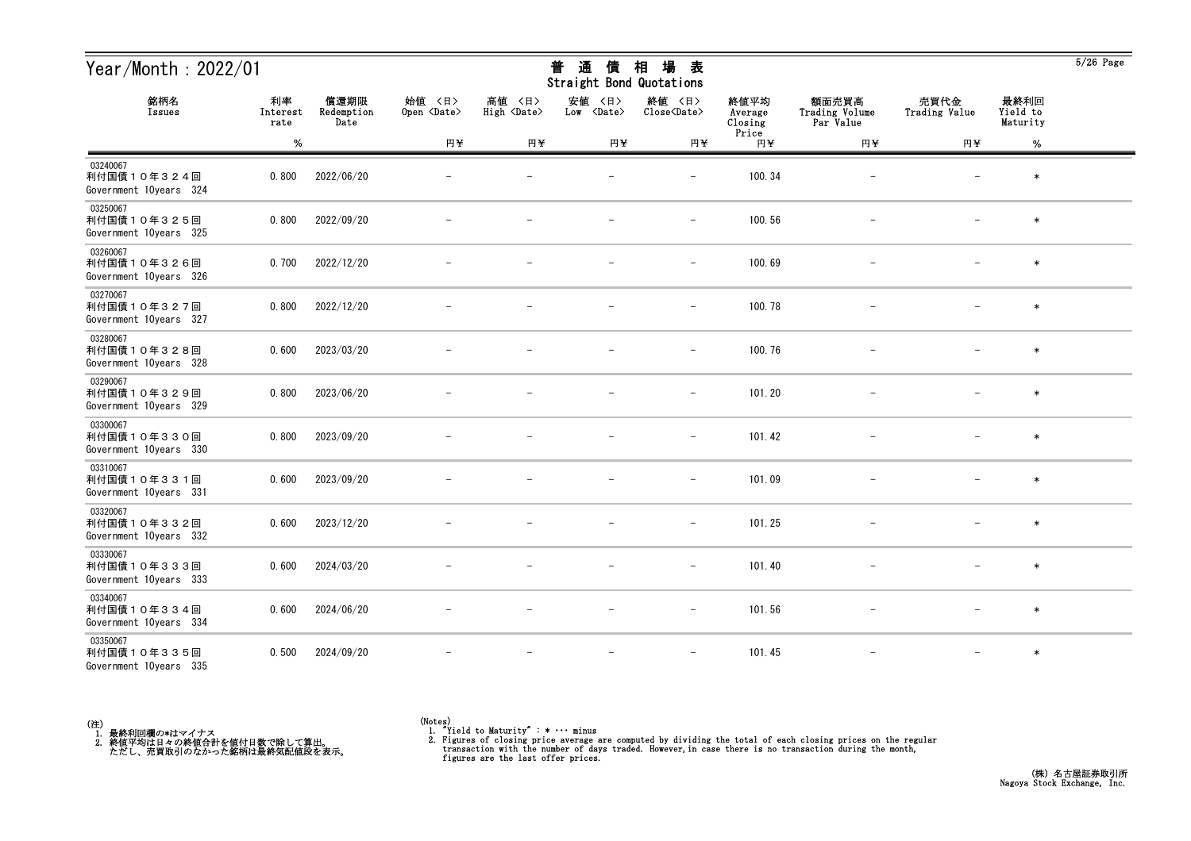# Year/Month：2022/01

## 普 通 債 相 場 表
## Straight Bond Quotations

| 銘柄名 Issues | 利率 Interest rate % | 償還期限 Redemption Date | 始値 〈日〉 Open 〈Date〉 円¥ | 高値 〈日〉 High 〈Date〉 円¥ | 安値 〈日〉 Low 〈Date〉 円¥ | 終値 〈日〉 Close〈Date〉 円¥ | 終値平均 Average Closing Price 円¥ | 額面売買高 Trading Volume Par Value 円¥ | 売買代金 Trading Value 円¥ | 最終利回 Yield to Maturity % |
|---|---|---|---|---|---|---|---|---|---|---|
| 03240067 利付国債１０年３２４回 Government 10years 324 | 0.800 | 2022/06/20 | － | － | － | － | 100.34 | － | － | * |
| 03250067 利付国債１０年３２５回 Government 10years 325 | 0.800 | 2022/09/20 | － | － | － | － | 100.56 | － | － | * |
| 03260067 利付国債１０年３２６回 Government 10years 326 | 0.700 | 2022/12/20 | － | － | － | － | 100.69 | － | － | * |
| 03270067 利付国債１０年３２７回 Government 10years 327 | 0.800 | 2022/12/20 | － | － | － | － | 100.78 | － | － | * |
| 03280067 利付国債１０年３２８回 Government 10years 328 | 0.600 | 2023/03/20 | － | － | － | － | 100.76 | － | － | * |
| 03290067 利付国債１０年３２９回 Government 10years 329 | 0.800 | 2023/06/20 | － | － | － | － | 101.20 | － | － | * |
| 03300067 利付国債１０年３３０回 Government 10years 330 | 0.800 | 2023/09/20 | － | － | － | － | 101.42 | － | － | * |
| 03310067 利付国債１０年３３１回 Government 10years 331 | 0.600 | 2023/09/20 | － | － | － | － | 101.09 | － | － | * |
| 03320067 利付国債１０年３３２回 Government 10years 332 | 0.600 | 2023/12/20 | － | － | － | － | 101.25 | － | － | * |
| 03330067 利付国債１０年３３３回 Government 10years 333 | 0.600 | 2024/03/20 | － | － | － | － | 101.40 | － | － | * |
| 03340067 利付国債１０年３３４回 Government 10years 334 | 0.600 | 2024/06/20 | － | － | － | － | 101.56 | － | － | * |
| 03350067 利付国債１０年３３５回 Government 10years 335 | 0.500 | 2024/09/20 | － | － | － | － | 101.45 | － | － | * |

(注)
1. 最終利回欄の*はマイナス
2. 終値平均は日々の終値合計を値付日数で除して算出。
ただし、売買取引のなかった銘柄は最終気配値段を表示。

(Notes)
1. "Yield to Maturity" : * ･･･ minus
2. Figures of closing price average are computed by dividing the total of each closing prices on the regular transaction with the number of days traded. However,in case there is no transaction during the month, figures are the last offer prices.

(株) 名古屋証券取引所
Nagoya Stock Exchange, Inc.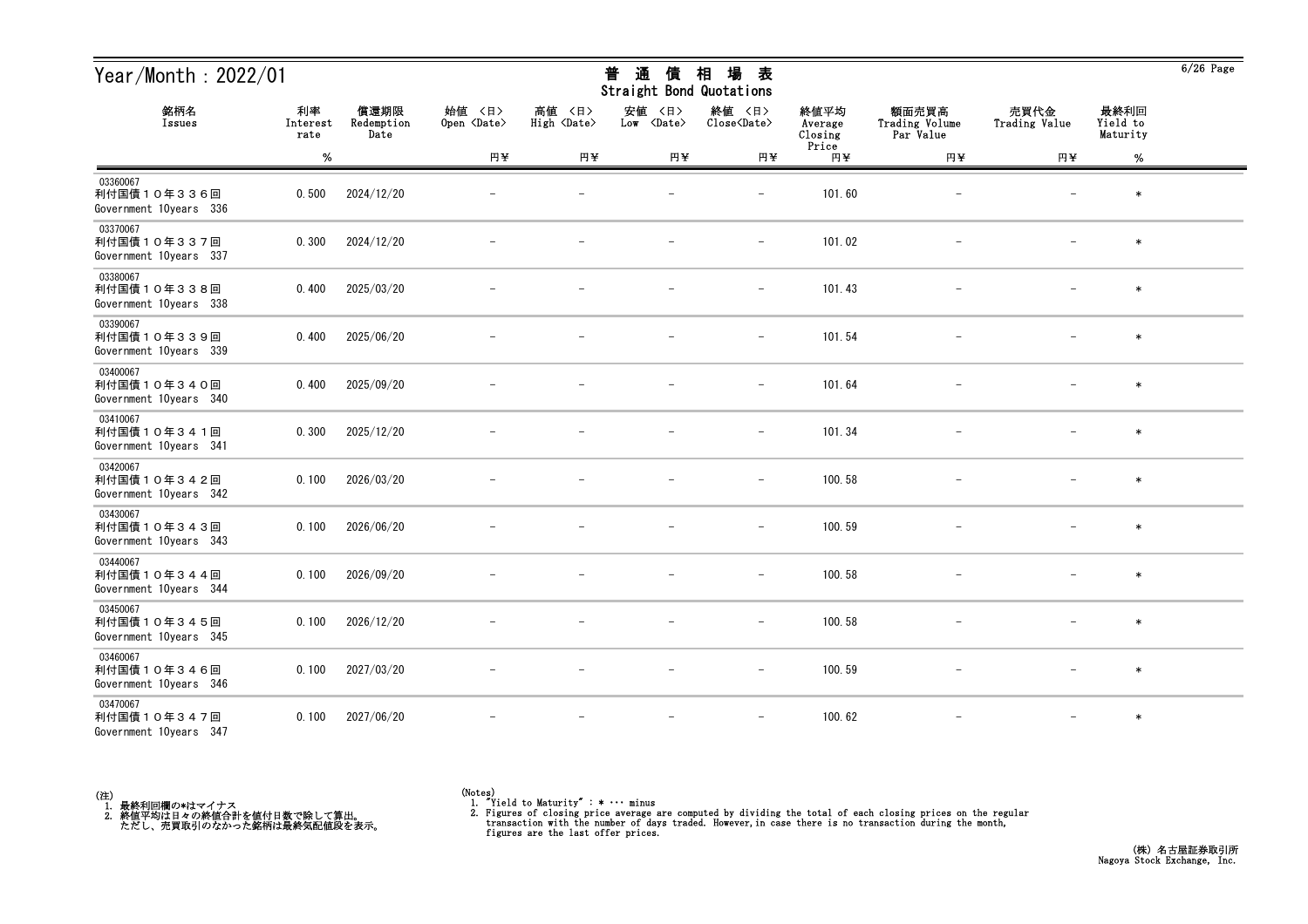# Year/Month：2022/01

## 普通債相場表
## Straight Bond Quotations

| 銘柄名 Issues | 利率 Interest rate | 償還期限 Redemption Date | 始値 〈日〉 Open 〈Date〉 | 高値 〈日〉 High 〈Date〉 | 安値 〈日〉 Low 〈Date〉 | 終値 〈日〉 Close〈Date〉 | 終値平均 Average Closing Price | 額面売買高 Trading Volume Par Value | 売買代金 Trading Value | 最終利回 Yield to Maturity |
|---|---|---|---|---|---|---|---|---|---|---|
| | % | | 円¥ | 円¥ | 円¥ | 円¥ | 円¥ | 円¥ | 円¥ | % |
| 03360067 利付国債１０年３３６回 Government 10years 336 | 0.500 | 2024/12/20 | － | － | － | － | 101.60 | － | － | * |
| 03370067 利付国債１０年３３７回 Government 10years 337 | 0.300 | 2024/12/20 | － | － | － | － | 101.02 | － | － | * |
| 03380067 利付国債１０年３３８回 Government 10years 338 | 0.400 | 2025/03/20 | － | － | － | － | 101.43 | － | － | * |
| 03390067 利付国債１０年３３９回 Government 10years 339 | 0.400 | 2025/06/20 | － | － | － | － | 101.54 | － | － | * |
| 03400067 利付国債１０年３４０回 Government 10years 340 | 0.400 | 2025/09/20 | － | － | － | － | 101.64 | － | － | * |
| 03410067 利付国債１０年３４１回 Government 10years 341 | 0.300 | 2025/12/20 | － | － | － | － | 101.34 | － | － | * |
| 03420067 利付国債１０年３４２回 Government 10years 342 | 0.100 | 2026/03/20 | － | － | － | － | 100.58 | － | － | * |
| 03430067 利付国債１０年３４３回 Government 10years 343 | 0.100 | 2026/06/20 | － | － | － | － | 100.59 | － | － | * |
| 03440067 利付国債１０年３４４回 Government 10years 344 | 0.100 | 2026/09/20 | － | － | － | － | 100.58 | － | － | * |
| 03450067 利付国債１０年３４５回 Government 10years 345 | 0.100 | 2026/12/20 | － | － | － | － | 100.58 | － | － | * |
| 03460067 利付国債１０年３４６回 Government 10years 346 | 0.100 | 2027/03/20 | － | － | － | － | 100.59 | － | － | * |
| 03470067 利付国債１０年３４７回 Government 10years 347 | 0.100 | 2027/06/20 | － | － | － | － | 100.62 | － | － | * |

(注)
1. 最終利回欄の*はマイナス
2. 終値平均は日々の終値合計を値付日数で除して算出。
   ただし、売買取引のなかった銘柄は最終気配値段を表示。

(Notes)
1. "Yield to Maturity" : * ··· minus
2. Figures of closing price average are computed by dividing the total of each closing prices on the regular transaction with the number of days traded. However,in case there is no transaction during the month, figures are the last offer prices.

(株) 名古屋証券取引所
Nagoya Stock Exchange, Inc.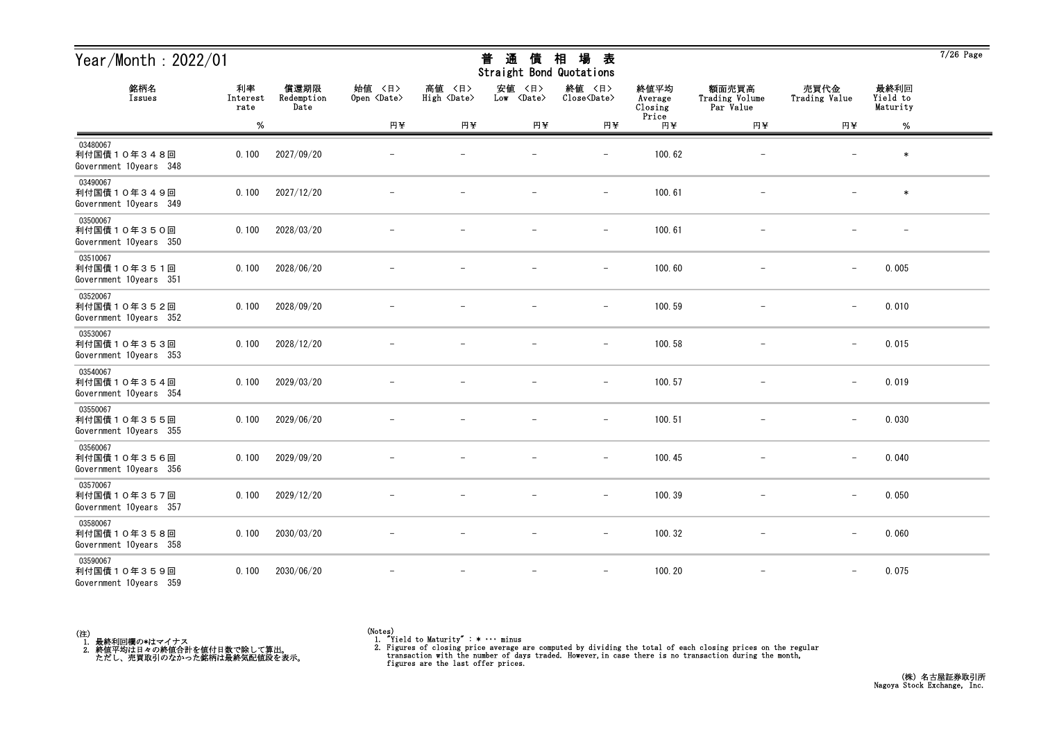# Year/Month : 2022/01

## 普 通 債 相 場 表
Straight Bond Quotations

| 銘柄名<br>Issues | 利率<br>Interest rate<br>% | 償還期限<br>Redemption Date | 始値 <日><br>Open <Date><br>円¥ | 高値 <日><br>High <Date><br>円¥ | 安値 <日><br>Low <Date><br>円¥ | 終値 <日><br>Close<Date><br>円¥ | 終値平均<br>Average Closing Price<br>円¥ | 額面売買高<br>Trading Volume Par Value<br>円¥ | 売買代金<br>Trading Value<br>円¥ | 最終利回<br>Yield to Maturity<br>% |
|---|---|---|---|---|---|---|---|---|---|---|
| 03480067<br>利付国債１０年３４８回<br>Government 10years 348 | 0.100 | 2027/09/20 | − | − | − | − | 100.62 | − | − | * |
| 03490067<br>利付国債１０年３４９回<br>Government 10years 349 | 0.100 | 2027/12/20 | − | − | − | − | 100.61 | − | − | * |
| 03500067<br>利付国債１０年３５０回<br>Government 10years 350 | 0.100 | 2028/03/20 | − | − | − | − | 100.61 | − | − | − |
| 03510067<br>利付国債１０年３５１回<br>Government 10years 351 | 0.100 | 2028/06/20 | − | − | − | − | 100.60 | − | − | 0.005 |
| 03520067<br>利付国債１０年３５２回<br>Government 10years 352 | 0.100 | 2028/09/20 | − | − | − | − | 100.59 | − | − | 0.010 |
| 03530067<br>利付国債１０年３５３回<br>Government 10years 353 | 0.100 | 2028/12/20 | − | − | − | − | 100.58 | − | − | 0.015 |
| 03540067<br>利付国債１０年３５４回<br>Government 10years 354 | 0.100 | 2029/03/20 | − | − | − | − | 100.57 | − | − | 0.019 |
| 03550067<br>利付国債１０年３５５回<br>Government 10years 355 | 0.100 | 2029/06/20 | − | − | − | − | 100.51 | − | − | 0.030 |
| 03560067<br>利付国債１０年３５６回<br>Government 10years 356 | 0.100 | 2029/09/20 | − | − | − | − | 100.45 | − | − | 0.040 |
| 03570067<br>利付国債１０年３５７回<br>Government 10years 357 | 0.100 | 2029/12/20 | − | − | − | − | 100.39 | − | − | 0.050 |
| 03580067<br>利付国債１０年３５８回<br>Government 10years 358 | 0.100 | 2030/03/20 | − | − | − | − | 100.32 | − | − | 0.060 |
| 03590067<br>利付国債１０年３５９回<br>Government 10years 359 | 0.100 | 2030/06/20 | − | − | − | − | 100.20 | − | − | 0.075 |

(注)
1. 最終利回欄の*はマイナス
2. 終値平均は日々の終値合計を値付日数で除して算出。
   ただし、売買取引のなかった銘柄は最終気配値段を表示。

(Notes)
1. "Yield to Maturity" : * ··· minus
2. Figures of closing price average are computed by dividing the total of each closing prices on the regular transaction with the number of days traded. However,in case there is no transaction during the month, figures are the last offer prices.

(株) 名古屋証券取引所
Nagoya Stock Exchange, Inc.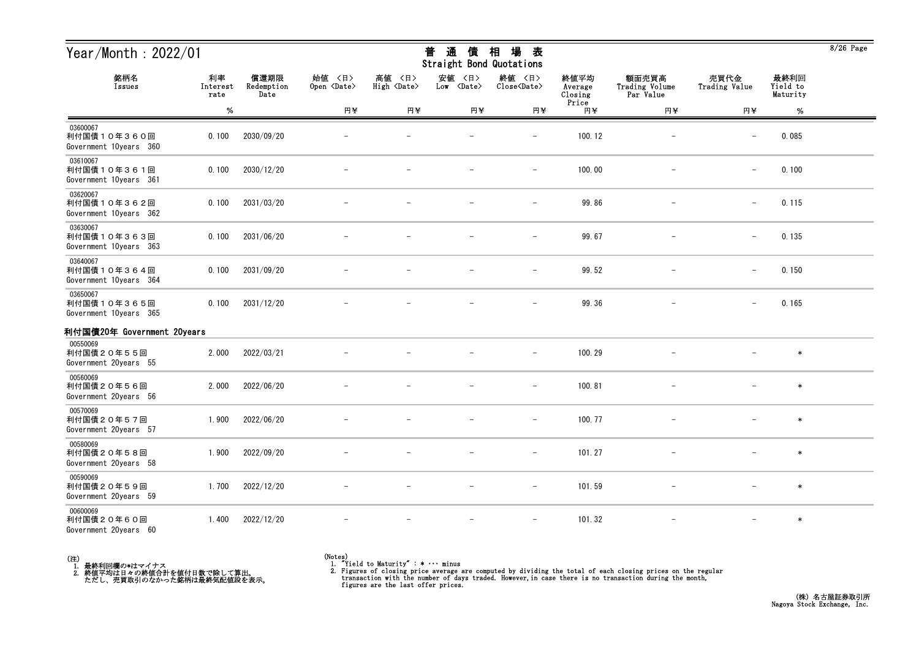# Year/Month : 2022/01

## 普 通 債 相 場 表
Straight Bond Quotations

| 銘柄名<br>Issues | 利率<br>Interest rate<br>% | 償還期限<br>Redemption Date | 始値 〈日〉<br>Open 〈Date〉<br>円¥ | 高値 〈日〉<br>High 〈Date〉<br>円¥ | 安値 〈日〉<br>Low 〈Date〉<br>円¥ | 終値 〈日〉<br>Close〈Date〉<br>円¥ | 終値平均<br>Average Closing Price<br>円¥ | 額面売買高<br>Trading Volume Par Value<br>円¥ | 売買代金<br>Trading Value<br>円¥ | 最終利回<br>Yield to Maturity<br>% |
|---|---|---|---|---|---|---|---|---|---|---|
| 03600067<br>利付国債１０年３６０回<br>Government 10years 360 | 0.100 | 2030/09/20 | − | − | − | − | 100.12 | − | − | 0.085 |
| 03610067<br>利付国債１０年３６１回<br>Government 10years 361 | 0.100 | 2030/12/20 | − | − | − | − | 100.00 | − | − | 0.100 |
| 03620067<br>利付国債１０年３６２回<br>Government 10years 362 | 0.100 | 2031/03/20 | − | − | − | − | 99.86 | − | − | 0.115 |
| 03630067<br>利付国債１０年３６３回<br>Government 10years 363 | 0.100 | 2031/06/20 | − | − | − | − | 99.67 | − | − | 0.135 |
| 03640067<br>利付国債１０年３６４回<br>Government 10years 364 | 0.100 | 2031/09/20 | − | − | − | − | 99.52 | − | − | 0.150 |
| 03650067<br>利付国債１０年３６５回<br>Government 10years 365 | 0.100 | 2031/12/20 | − | − | − | − | 99.36 | − | − | 0.165 |
| **利付国債20年 Government 20years** | | | | | | | | | | |
| 00550069<br>利付国債２０年５５回<br>Government 20years 55 | 2.000 | 2022/03/21 | − | − | − | − | 100.29 | − | − | * |
| 00560069<br>利付国債２０年５６回<br>Government 20years 56 | 2.000 | 2022/06/20 | − | − | − | − | 100.81 | − | − | * |
| 00570069<br>利付国債２０年５７回<br>Government 20years 57 | 1.900 | 2022/06/20 | − | − | − | − | 100.77 | − | − | * |
| 00580069<br>利付国債２０年５８回<br>Government 20years 58 | 1.900 | 2022/09/20 | − | − | − | − | 101.27 | − | − | * |
| 00590069<br>利付国債２０年５９回<br>Government 20years 59 | 1.700 | 2022/12/20 | − | − | − | − | 101.59 | − | − | * |
| 00600069<br>利付国債２０年６０回<br>Government 20years 60 | 1.400 | 2022/12/20 | − | − | − | − | 101.32 | − | − | * |

(注)
1. 最終利回欄の*はマイナス
2. 終値平均は日々の終値合計を値付日数で除して算出。
   ただし、売買取引のなかった銘柄は最終気配値段を表示。

(Notes)
1. "Yield to Maturity" : * ･･･ minus
2. Figures of closing price average are computed by dividing the total of each closing prices on the regular transaction with the number of days traded. However,in case there is no transaction during the month, figures are the last offer prices.

(株) 名古屋証券取引所
Nagoya Stock Exchange, Inc.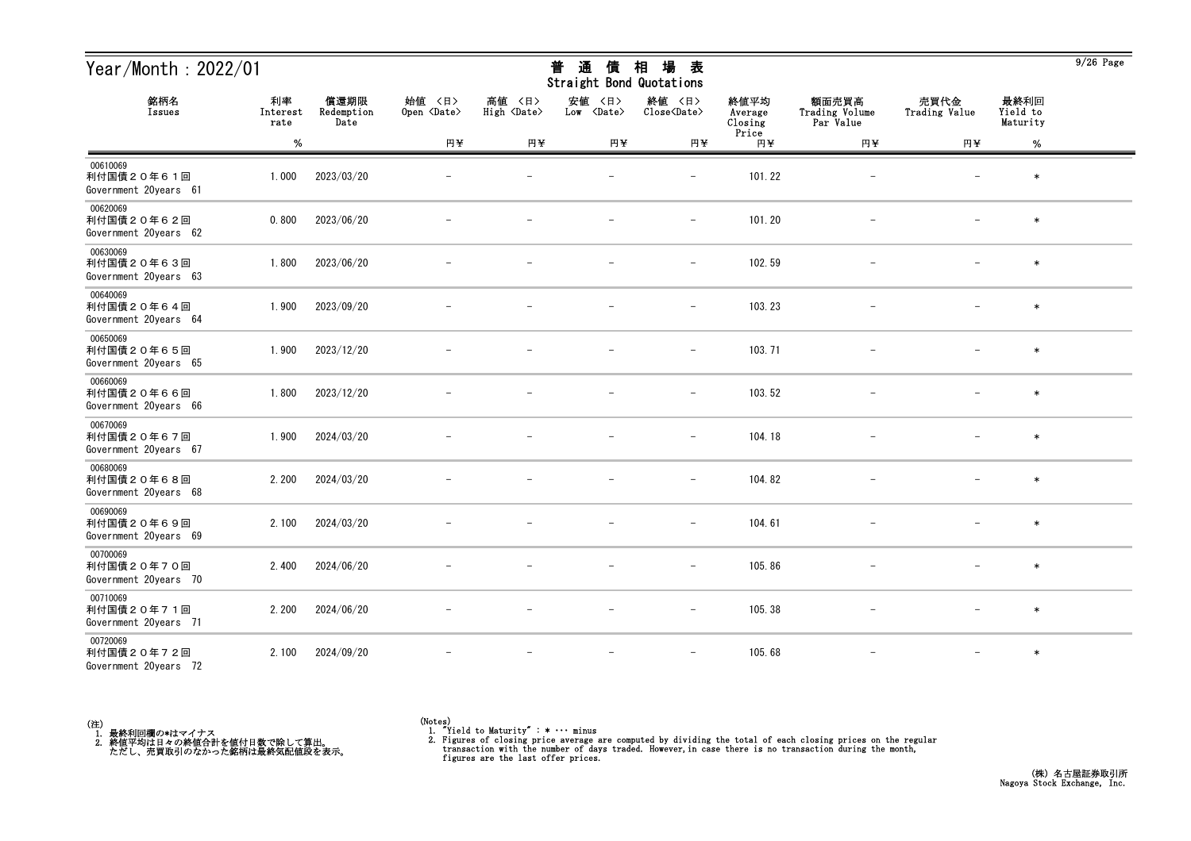# Year/Month：2022/01

## 普 通 債 相 場 表
## Straight Bond Quotations

| 銘柄名 Issues | 利率 Interest rate % | 償還期限 Redemption Date | 始値 〈日〉 Open 〈Date〉 円¥ | 高値 〈日〉 High 〈Date〉 円¥ | 安値 〈日〉 Low 〈Date〉 円¥ | 終値 〈日〉 Close〈Date〉 円¥ | 終値平均 Average Closing Price 円¥ | 額面売買高 Trading Volume Par Value 円¥ | 売買代金 Trading Value 円¥ | 最終利回 Yield to Maturity % |
|---|---|---|---|---|---|---|---|---|---|---|
| 00610069 利付国債２０年６１回 Government 20years 61 | 1.000 | 2023/03/20 | − | − | − | − | 101.22 | − | − | * |
| 00620069 利付国債２０年６２回 Government 20years 62 | 0.800 | 2023/06/20 | − | − | − | − | 101.20 | − | − | * |
| 00630069 利付国債２０年６３回 Government 20years 63 | 1.800 | 2023/06/20 | − | − | − | − | 102.59 | − | − | * |
| 00640069 利付国債２０年６４回 Government 20years 64 | 1.900 | 2023/09/20 | − | − | − | − | 103.23 | − | − | * |
| 00650069 利付国債２０年６５回 Government 20years 65 | 1.900 | 2023/12/20 | − | − | − | − | 103.71 | − | − | * |
| 00660069 利付国債２０年６６回 Government 20years 66 | 1.800 | 2023/12/20 | − | − | − | − | 103.52 | − | − | * |
| 00670069 利付国債２０年６７回 Government 20years 67 | 1.900 | 2024/03/20 | − | − | − | − | 104.18 | − | − | * |
| 00680069 利付国債２０年６８回 Government 20years 68 | 2.200 | 2024/03/20 | − | − | − | − | 104.82 | − | − | * |
| 00690069 利付国債２０年６９回 Government 20years 69 | 2.100 | 2024/03/20 | − | − | − | − | 104.61 | − | − | * |
| 00700069 利付国債２０年７０回 Government 20years 70 | 2.400 | 2024/06/20 | − | − | − | − | 105.86 | − | − | * |
| 00710069 利付国債２０年７１回 Government 20years 71 | 2.200 | 2024/06/20 | − | − | − | − | 105.38 | − | − | * |
| 00720069 利付国債２０年７２回 Government 20years 72 | 2.100 | 2024/09/20 | − | − | − | − | 105.68 | − | − | * |

(注)
1. 最終利回欄の*はマイナス
2. 終値平均は日々の終値合計を値付日数で除して算出。
   ただし、売買取引のなかった銘柄は最終気配値段を表示。

(Notes)
1. "Yield to Maturity" : * ･･･ minus
2. Figures of closing price average are computed by dividing the total of each closing prices on the regular transaction with the number of days traded. However,in case there is no transaction during the month, figures are the last offer prices.

(株) 名古屋証券取引所
Nagoya Stock Exchange, Inc.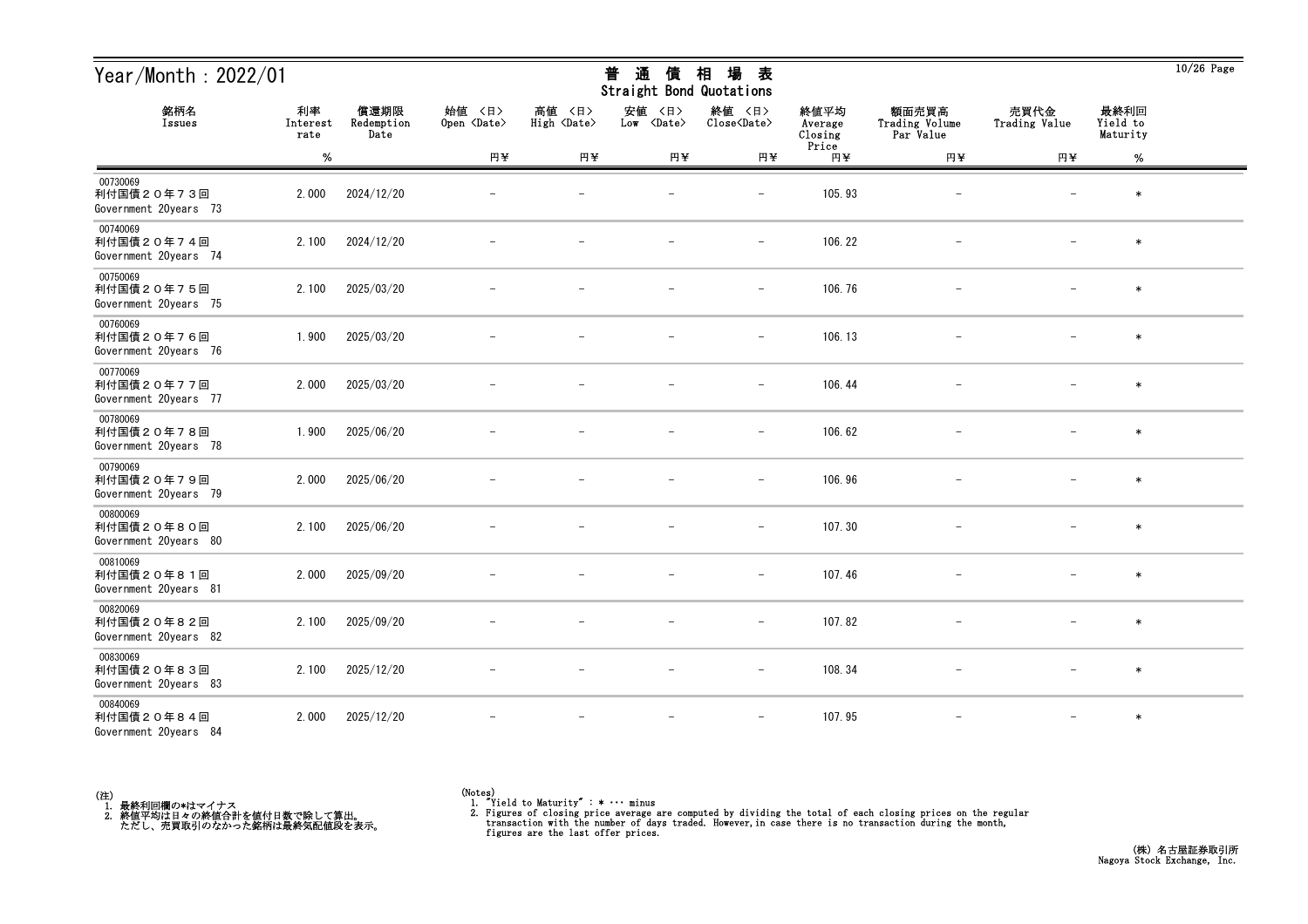# Year/Month : 2022/01

## 普 通 債 相 場 表
## Straight Bond Quotations

| 銘柄名 Issues | 利率 Interest rate % | 償還期限 Redemption Date | 始値 <日> Open <Date> 円¥ | 高値 <日> High <Date> 円¥ | 安値 <日> Low <Date> 円¥ | 終値 <日> Close<Date> 円¥ | 終値平均 Average Closing Price 円¥ | 額面売買高 Trading Volume Par Value 円¥ | 売買代金 Trading Value 円¥ | 最終利回 Yield to Maturity % |
|---|---|---|---|---|---|---|---|---|---|---|
| 00730069 利付国債２０年７３回 Government 20years 73 | 2.000 | 2024/12/20 | − | − | − | − | 105.93 | − | − | * |
| 00740069 利付国債２０年７４回 Government 20years 74 | 2.100 | 2024/12/20 | − | − | − | − | 106.22 | − | − | * |
| 00750069 利付国債２０年７５回 Government 20years 75 | 2.100 | 2025/03/20 | − | − | − | − | 106.76 | − | − | * |
| 00760069 利付国債２０年７６回 Government 20years 76 | 1.900 | 2025/03/20 | − | − | − | − | 106.13 | − | − | * |
| 00770069 利付国債２０年７７回 Government 20years 77 | 2.000 | 2025/03/20 | − | − | − | − | 106.44 | − | − | * |
| 00780069 利付国債２０年７８回 Government 20years 78 | 1.900 | 2025/06/20 | − | − | − | − | 106.62 | − | − | * |
| 00790069 利付国債２０年７９回 Government 20years 79 | 2.000 | 2025/06/20 | − | − | − | − | 106.96 | − | − | * |
| 00800069 利付国債２０年８０回 Government 20years 80 | 2.100 | 2025/06/20 | − | − | − | − | 107.30 | − | − | * |
| 00810069 利付国債２０年８１回 Government 20years 81 | 2.000 | 2025/09/20 | − | − | − | − | 107.46 | − | − | * |
| 00820069 利付国債２０年８２回 Government 20years 82 | 2.100 | 2025/09/20 | − | − | − | − | 107.82 | − | − | * |
| 00830069 利付国債２０年８３回 Government 20years 83 | 2.100 | 2025/12/20 | − | − | − | − | 108.34 | − | − | * |
| 00840069 利付国債２０年８４回 Government 20years 84 | 2.000 | 2025/12/20 | − | − | − | − | 107.95 | − | − | * |

(注)
1. 最終利回欄の*はマイナス
2. 終値平均は日々の終値合計を値付日数で除して算出。
   ただし、売買取引のなかった銘柄は最終気配値段を表示。

(Notes)
1. "Yield to Maturity" : * ··· minus
2. Figures of closing price average are computed by dividing the total of each closing prices on the regular transaction with the number of days traded. However,in case there is no transaction during the month, figures are the last offer prices.

(株) 名古屋証券取引所
Nagoya Stock Exchange, Inc.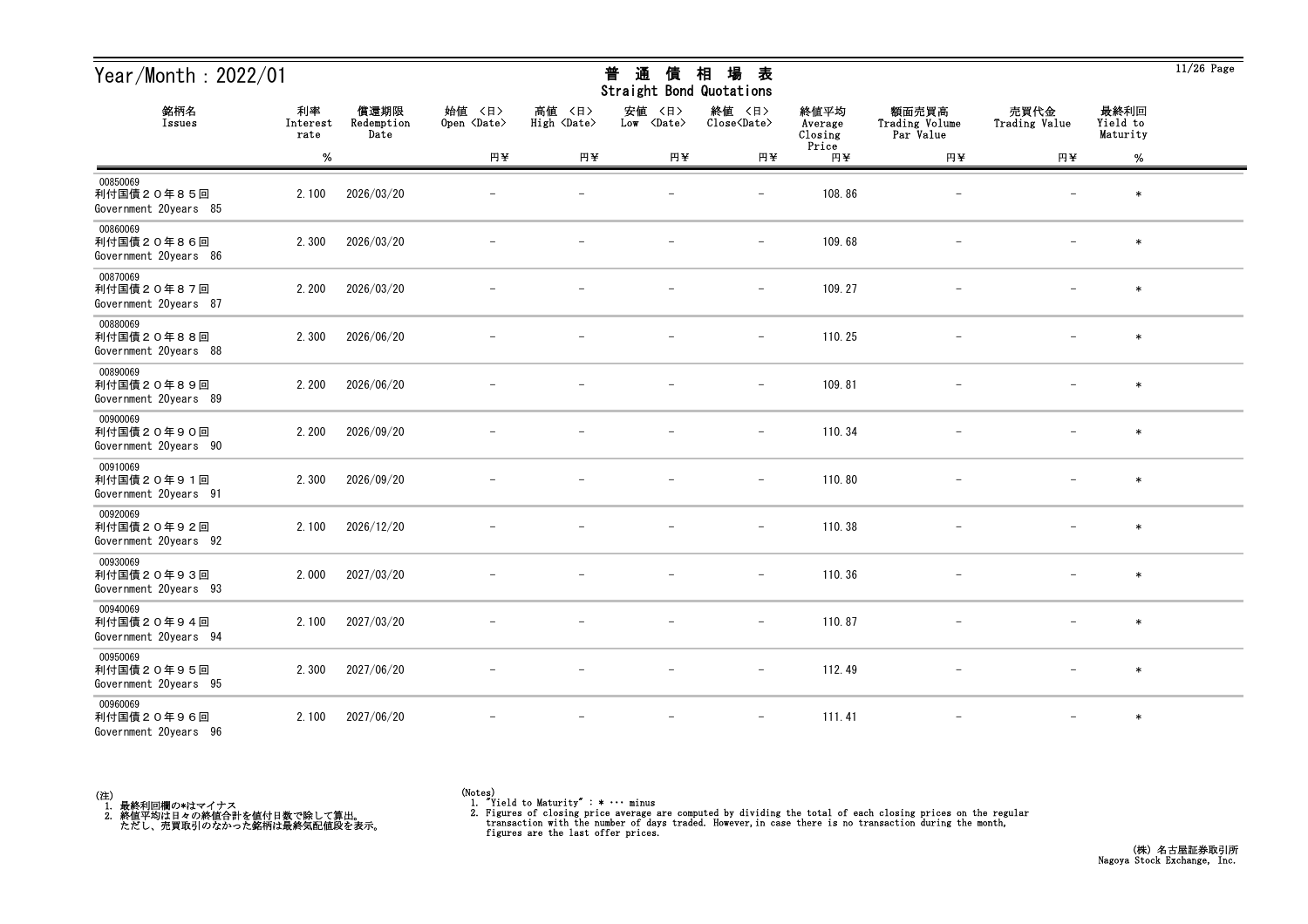# Year/Month：2022/01

## 普　通　債　相　場　表
## Straight Bond Quotations

| 銘柄名 Issues | 利率 Interest rate | 償還期限 Redemption Date | 始値 〈日〉 Open 〈Date〉 | 高値 〈日〉 High 〈Date〉 | 安値 〈日〉 Low 〈Date〉 | 終値 〈日〉 Close〈Date〉 | 終値平均 Average Closing Price | 額面売買高 Trading Volume Par Value | 売買代金 Trading Value | 最終利回 Yield to Maturity |
|---|---|---|---|---|---|---|---|---|---|---|
| | % | | 円¥ | 円¥ | 円¥ | 円¥ | 円¥ | 円¥ | 円¥ | % |
| 00850069 利付国債２０年８５回 Government 20years 85 | 2.100 | 2026/03/20 | － | － | － | － | 108.86 | － | － | * |
| 00860069 利付国債２０年８６回 Government 20years 86 | 2.300 | 2026/03/20 | － | － | － | － | 109.68 | － | － | * |
| 00870069 利付国債２０年８７回 Government 20years 87 | 2.200 | 2026/03/20 | － | － | － | － | 109.27 | － | － | * |
| 00880069 利付国債２０年８８回 Government 20years 88 | 2.300 | 2026/06/20 | － | － | － | － | 110.25 | － | － | * |
| 00890069 利付国債２０年８９回 Government 20years 89 | 2.200 | 2026/06/20 | － | － | － | － | 109.81 | － | － | * |
| 00900069 利付国債２０年９０回 Government 20years 90 | 2.200 | 2026/09/20 | － | － | － | － | 110.34 | － | － | * |
| 00910069 利付国債２０年９１回 Government 20years 91 | 2.300 | 2026/09/20 | － | － | － | － | 110.80 | － | － | * |
| 00920069 利付国債２０年９２回 Government 20years 92 | 2.100 | 2026/12/20 | － | － | － | － | 110.38 | － | － | * |
| 00930069 利付国債２０年９３回 Government 20years 93 | 2.000 | 2027/03/20 | － | － | － | － | 110.36 | － | － | * |
| 00940069 利付国債２０年９４回 Government 20years 94 | 2.100 | 2027/03/20 | － | － | － | － | 110.87 | － | － | * |
| 00950069 利付国債２０年９５回 Government 20years 95 | 2.300 | 2027/06/20 | － | － | － | － | 112.49 | － | － | * |
| 00960069 利付国債２０年９６回 Government 20years 96 | 2.100 | 2027/06/20 | － | － | － | － | 111.41 | － | － | * |

(注)
1. 最終利回欄の*はマイナス
2. 終値平均は日々の終値合計を値付日数で除して算出。
　ただし、売買取引のなかった銘柄は最終気配値段を表示。

(Notes)
1. "Yield to Maturity" : * ･･･ minus
2. Figures of closing price average are computed by dividing the total of each closing prices on the regular transaction with the number of days traded. However,in case there is no transaction during the month, figures are the last offer prices.

(株) 名古屋証券取引所
Nagoya Stock Exchange, Inc.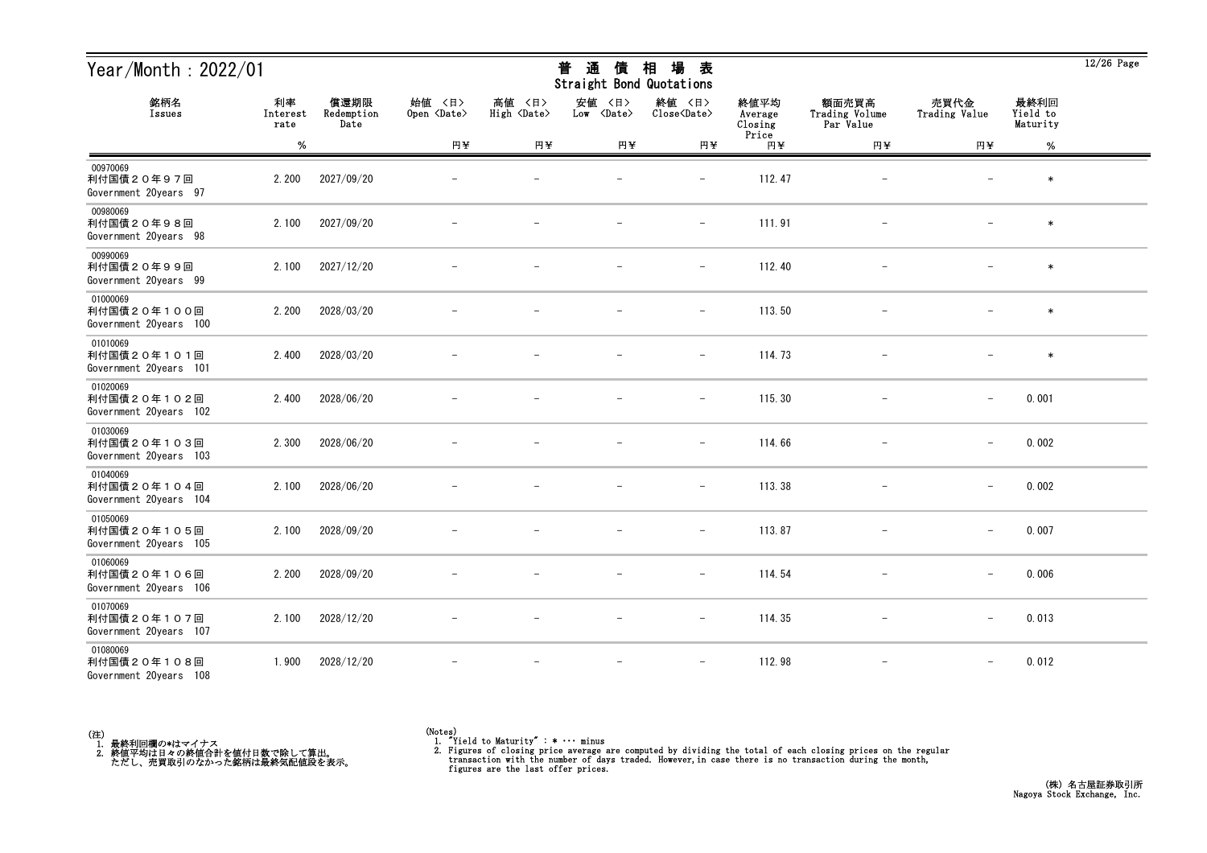# Year/Month：2022/01

## 普通債相場表
## Straight Bond Quotations

| 銘柄名 Issues | 利率 Interest rate % | 償還期限 Redemption Date | 始値 <日> Open <Date> 円¥ | 高値 <日> High <Date> 円¥ | 安値 <日> Low <Date> 円¥ | 終値 <日> Close<Date> 円¥ | 終値平均 Average Closing Price 円¥ | 額面売買高 Trading Volume Par Value 円¥ | 売買代金 Trading Value 円¥ | 最終利回 Yield to Maturity % |
|---|---|---|---|---|---|---|---|---|---|---|
| 00970069 利付国債２０年９７回 Government 20years 97 | 2.200 | 2027/09/20 | － | － | － | － | 112.47 | － | － | * |
| 00980069 利付国債２０年９８回 Government 20years 98 | 2.100 | 2027/09/20 | － | － | － | － | 111.91 | － | － | * |
| 00990069 利付国債２０年９９回 Government 20years 99 | 2.100 | 2027/12/20 | － | － | － | － | 112.40 | － | － | * |
| 01000069 利付国債２０年１００回 Government 20years 100 | 2.200 | 2028/03/20 | － | － | － | － | 113.50 | － | － | * |
| 01010069 利付国債２０年１０１回 Government 20years 101 | 2.400 | 2028/03/20 | － | － | － | － | 114.73 | － | － | * |
| 01020069 利付国債２０年１０２回 Government 20years 102 | 2.400 | 2028/06/20 | － | － | － | － | 115.30 | － | － | 0.001 |
| 01030069 利付国債２０年１０３回 Government 20years 103 | 2.300 | 2028/06/20 | － | － | － | － | 114.66 | － | － | 0.002 |
| 01040069 利付国債２０年１０４回 Government 20years 104 | 2.100 | 2028/06/20 | － | － | － | － | 113.38 | － | － | 0.002 |
| 01050069 利付国債２０年１０５回 Government 20years 105 | 2.100 | 2028/09/20 | － | － | － | － | 113.87 | － | － | 0.007 |
| 01060069 利付国債２０年１０６回 Government 20years 106 | 2.200 | 2028/09/20 | － | － | － | － | 114.54 | － | － | 0.006 |
| 01070069 利付国債２０年１０７回 Government 20years 107 | 2.100 | 2028/12/20 | － | － | － | － | 114.35 | － | － | 0.013 |
| 01080069 利付国債２０年１０８回 Government 20years 108 | 1.900 | 2028/12/20 | － | － | － | － | 112.98 | － | － | 0.012 |

(注)
1. 最終利回欄の*はマイナス
2. 終値平均は日々の終値合計を値付日数で除して算出。
   ただし、売買取引のなかった銘柄は最終気配値段を表示。

(Notes)
1. "Yield to Maturity" : * ･･･ minus
2. Figures of closing price average are computed by dividing the total of each closing prices on the regular transaction with the number of days traded. However,in case there is no transaction during the month, figures are the last offer prices.

(株) 名古屋証券取引所
Nagoya Stock Exchange, Inc.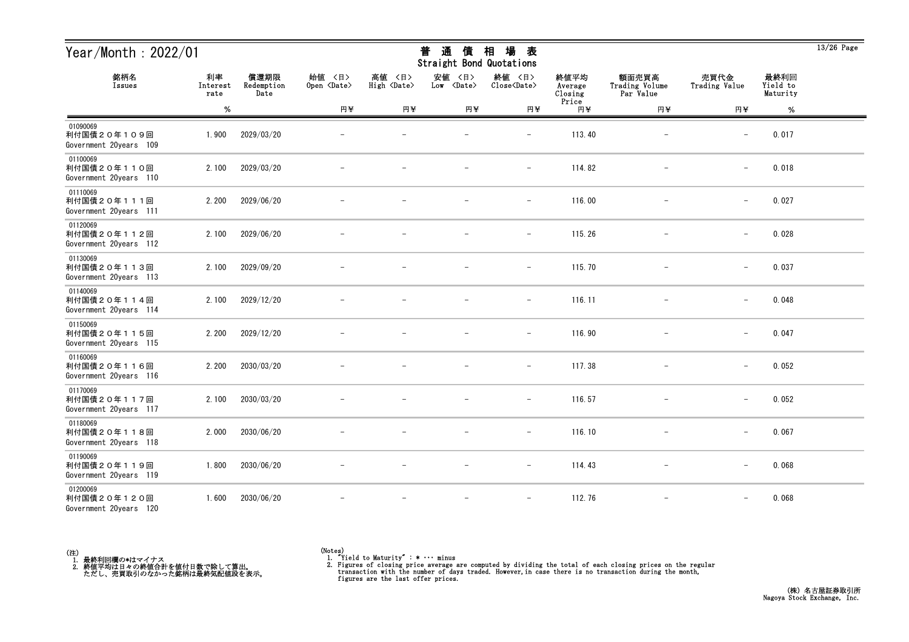# Year/Month：2022/01

## 普 通 債 相 場 表
### Straight Bond Quotations

| 銘柄名 Issues | 利率 Interest rate % | 償還期限 Redemption Date | 始値 〈日〉 Open 〈Date〉 円¥ | 高値 〈日〉 High 〈Date〉 円¥ | 安値 〈日〉 Low 〈Date〉 円¥ | 終値 〈日〉 Close〈Date〉 円¥ | 終値平均 Average Closing Price 円¥ | 額面売買高 Trading Volume Par Value 円¥ | 売買代金 Trading Value 円¥ | 最終利回 Yield to Maturity % |
|---|---|---|---|---|---|---|---|---|---|---|
| 01090069 利付国債２０年１０９回 Government 20years 109 | 1.900 | 2029/03/20 | － | － | － | － | 113.40 | － | － | 0.017 |
| 01100069 利付国債２０年１１０回 Government 20years 110 | 2.100 | 2029/03/20 | － | － | － | － | 114.82 | － | － | 0.018 |
| 01110069 利付国債２０年１１１回 Government 20years 111 | 2.200 | 2029/06/20 | － | － | － | － | 116.00 | － | － | 0.027 |
| 01120069 利付国債２０年１１２回 Government 20years 112 | 2.100 | 2029/06/20 | － | － | － | － | 115.26 | － | － | 0.028 |
| 01130069 利付国債２０年１１３回 Government 20years 113 | 2.100 | 2029/09/20 | － | － | － | － | 115.70 | － | － | 0.037 |
| 01140069 利付国債２０年１１４回 Government 20years 114 | 2.100 | 2029/12/20 | － | － | － | － | 116.11 | － | － | 0.048 |
| 01150069 利付国債２０年１１５回 Government 20years 115 | 2.200 | 2029/12/20 | － | － | － | － | 116.90 | － | － | 0.047 |
| 01160069 利付国債２０年１１６回 Government 20years 116 | 2.200 | 2030/03/20 | － | － | － | － | 117.38 | － | － | 0.052 |
| 01170069 利付国債２０年１１７回 Government 20years 117 | 2.100 | 2030/03/20 | － | － | － | － | 116.57 | － | － | 0.052 |
| 01180069 利付国債２０年１１８回 Government 20years 118 | 2.000 | 2030/06/20 | － | － | － | － | 116.10 | － | － | 0.067 |
| 01190069 利付国債２０年１１９回 Government 20years 119 | 1.800 | 2030/06/20 | － | － | － | － | 114.43 | － | － | 0.068 |
| 01200069 利付国債２０年１２０回 Government 20years 120 | 1.600 | 2030/06/20 | － | － | － | － | 112.76 | － | － | 0.068 |

(注)
1. 最終利回欄の*はマイナス
2. 終値平均は日々の終値合計を値付日数で除して算出。
   ただし、売買取引のなかった銘柄は最終気配値段を表示。

(Notes)
1. "Yield to Maturity" : * ･･･ minus
2. Figures of closing price average are computed by dividing the total of each closing prices on the regular transaction with the number of days traded. However,in case there is no transaction during the month, figures are the last offer prices.

(株) 名古屋証券取引所
Nagoya Stock Exchange, Inc.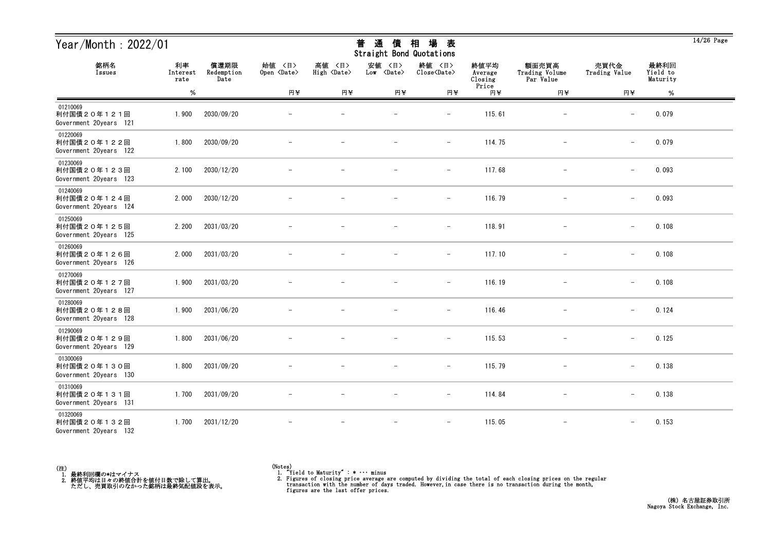# Year/Month : 2022/01

## 普通債相場表
## Straight Bond Quotations

| 銘柄名 Issues | 利率 Interest rate | 償還期限 Redemption Date | 始値 <日> Open <Date> | 高値 <日> High <Date> | 安値 <日> Low <Date> | 終値 <日> Close<Date> | 終値平均 Average Closing Price | 額面売買高 Trading Volume Par Value | 売買代金 Trading Value | 最終利回 Yield to Maturity |
|---|---|---|---|---|---|---|---|---|---|---|
| | % | | 円¥ | 円¥ | 円¥ | 円¥ | 円¥ | 円¥ | 円¥ | % |
| 01210069 利付国債２０年１２１回 Government 20years 121 | 1.900 | 2030/09/20 | − | − | − | − | 115.61 | − | − | 0.079 |
| 01220069 利付国債２０年１２２回 Government 20years 122 | 1.800 | 2030/09/20 | − | − | − | − | 114.75 | − | − | 0.079 |
| 01230069 利付国債２０年１２３回 Government 20years 123 | 2.100 | 2030/12/20 | − | − | − | − | 117.68 | − | − | 0.093 |
| 01240069 利付国債２０年１２４回 Government 20years 124 | 2.000 | 2030/12/20 | − | − | − | − | 116.79 | − | − | 0.093 |
| 01250069 利付国債２０年１２５回 Government 20years 125 | 2.200 | 2031/03/20 | − | − | − | − | 118.91 | − | − | 0.108 |
| 01260069 利付国債２０年１２６回 Government 20years 126 | 2.000 | 2031/03/20 | − | − | − | − | 117.10 | − | − | 0.108 |
| 01270069 利付国債２０年１２７回 Government 20years 127 | 1.900 | 2031/03/20 | − | − | − | − | 116.19 | − | − | 0.108 |
| 01280069 利付国債２０年１２８回 Government 20years 128 | 1.900 | 2031/06/20 | − | − | − | − | 116.46 | − | − | 0.124 |
| 01290069 利付国債２０年１２９回 Government 20years 129 | 1.800 | 2031/06/20 | − | − | − | − | 115.53 | − | − | 0.125 |
| 01300069 利付国債２０年１３０回 Government 20years 130 | 1.800 | 2031/09/20 | − | − | − | − | 115.79 | − | − | 0.138 |
| 01310069 利付国債２０年１３１回 Government 20years 131 | 1.700 | 2031/09/20 | − | − | − | − | 114.84 | − | − | 0.138 |
| 01320069 利付国債２０年１３２回 Government 20years 132 | 1.700 | 2031/12/20 | − | − | − | − | 115.05 | − | − | 0.153 |

(注)
1. 最終利回欄の*はマイナス
2. 終値平均は日々の終値合計を値付日数で除して算出。
   ただし、売買取引のなかった銘柄は最終気配値段を表示。

(Notes)
1. "Yield to Maturity" : * ··· minus
2. Figures of closing price average are computed by dividing the total of each closing prices on the regular transaction with the number of days traded. However,in case there is no transaction during the month, figures are the last offer prices.

(株) 名古屋証券取引所
Nagoya Stock Exchange, Inc.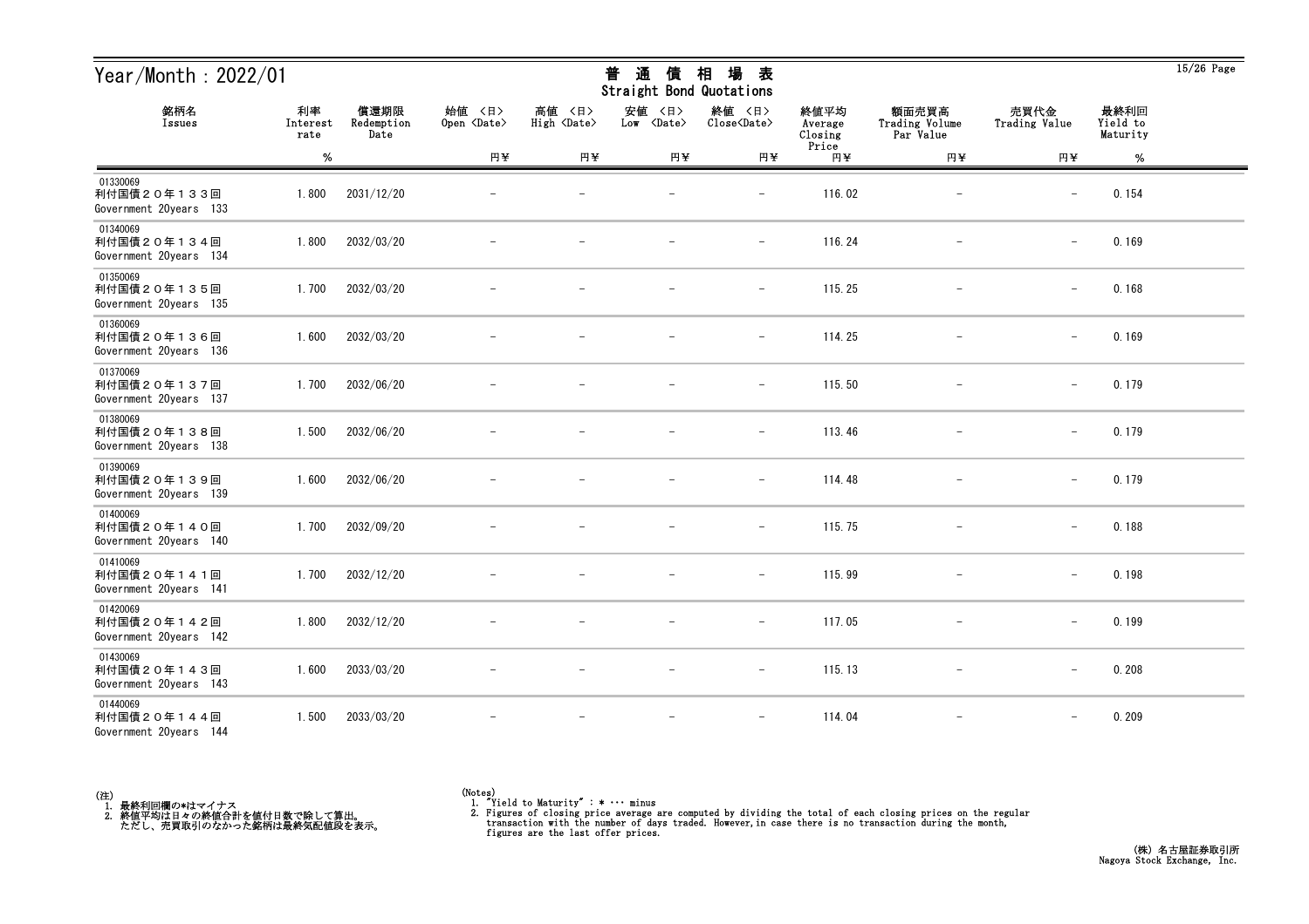# Year/Month：2022/01

## 普 通 債 相 場 表
Straight Bond Quotations

| 銘柄名 Issues | 利率 Interest rate % | 償還期限 Redemption Date | 始値 <日> Open <Date> 円¥ | 高値 <日> High <Date> 円¥ | 安値 <日> Low <Date> 円¥ | 終値 <日> Close<Date> 円¥ | 終値平均 Average Closing Price 円¥ | 額面売買高 Trading Volume Par Value 円¥ | 売買代金 Trading Value 円¥ | 最終利回 Yield to Maturity % |
|---|---|---|---|---|---|---|---|---|---|---|
| 01330069 利付国債２０年１３３回 Government 20years 133 | 1.800 | 2031/12/20 | － | － | － | － | 116.02 | － | － | 0.154 |
| 01340069 利付国債２０年１３４回 Government 20years 134 | 1.800 | 2032/03/20 | － | － | － | － | 116.24 | － | － | 0.169 |
| 01350069 利付国債２０年１３５回 Government 20years 135 | 1.700 | 2032/03/20 | － | － | － | － | 115.25 | － | － | 0.168 |
| 01360069 利付国債２０年１３６回 Government 20years 136 | 1.600 | 2032/03/20 | － | － | － | － | 114.25 | － | － | 0.169 |
| 01370069 利付国債２０年１３７回 Government 20years 137 | 1.700 | 2032/06/20 | － | － | － | － | 115.50 | － | － | 0.179 |
| 01380069 利付国債２０年１３８回 Government 20years 138 | 1.500 | 2032/06/20 | － | － | － | － | 113.46 | － | － | 0.179 |
| 01390069 利付国債２０年１３９回 Government 20years 139 | 1.600 | 2032/06/20 | － | － | － | － | 114.48 | － | － | 0.179 |
| 01400069 利付国債２０年１４０回 Government 20years 140 | 1.700 | 2032/09/20 | － | － | － | － | 115.75 | － | － | 0.188 |
| 01410069 利付国債２０年１４１回 Government 20years 141 | 1.700 | 2032/12/20 | － | － | － | － | 115.99 | － | － | 0.198 |
| 01420069 利付国債２０年１４２回 Government 20years 142 | 1.800 | 2032/12/20 | － | － | － | － | 117.05 | － | － | 0.199 |
| 01430069 利付国債２０年１４３回 Government 20years 143 | 1.600 | 2033/03/20 | － | － | － | － | 115.13 | － | － | 0.208 |
| 01440069 利付国債２０年１４４回 Government 20years 144 | 1.500 | 2033/03/20 | － | － | － | － | 114.04 | － | － | 0.209 |

(注)
1. 最終利回欄の*はマイナス
2. 終値平均は日々の終値合計を値付日数で除して算出。
 ただし、売買取引のなかった銘柄は最終気配値段を表示。

(Notes)
1. "Yield to Maturity" : * ･･･ minus
2. Figures of closing price average are computed by dividing the total of each closing prices on the regular transaction with the number of days traded. However,in case there is no transaction during the month, figures are the last offer prices.

(株) 名古屋証券取引所
Nagoya Stock Exchange, Inc.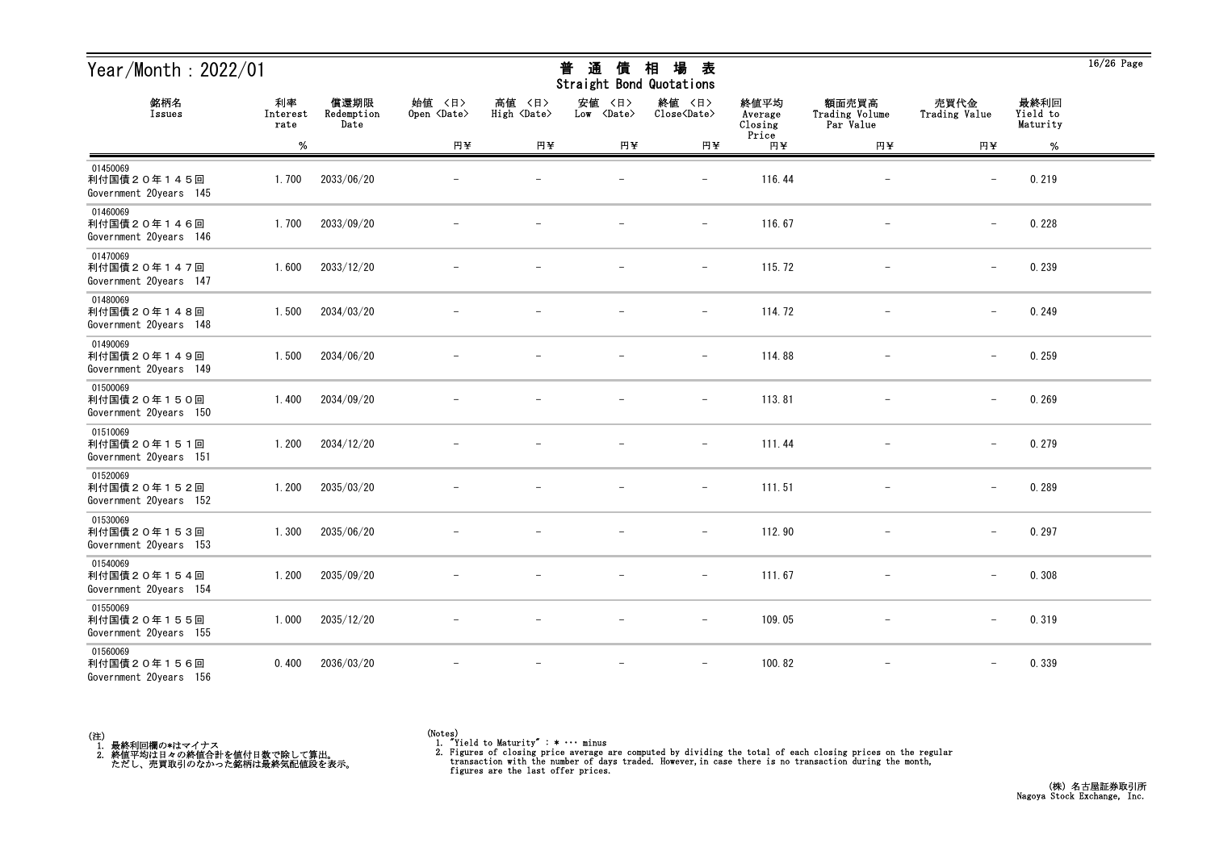# Year/Month：2022/01

## 普通債相場表
Straight Bond Quotations

| 銘柄名 Issues | 利率 Interest rate % | 償還期限 Redemption Date | 始値 <日> Open <Date> 円¥ | 高値 <日> High <Date> 円¥ | 安値 <日> Low <Date> 円¥ | 終値 <日> Close<Date> 円¥ | 終値平均 Average Closing Price 円¥ | 額面売買高 Trading Volume Par Value 円¥ | 売買代金 Trading Value 円¥ | 最終利回 Yield to Maturity % |
|---|---|---|---|---|---|---|---|---|---|---|
| 01450069 利付国債２０年１４５回 Government 20years 145 | 1.700 | 2033/06/20 | － | － | － | － | 116.44 | － | － | 0.219 |
| 01460069 利付国債２０年１４６回 Government 20years 146 | 1.700 | 2033/09/20 | － | － | － | － | 116.67 | － | － | 0.228 |
| 01470069 利付国債２０年１４７回 Government 20years 147 | 1.600 | 2033/12/20 | － | － | － | － | 115.72 | － | － | 0.239 |
| 01480069 利付国債２０年１４８回 Government 20years 148 | 1.500 | 2034/03/20 | － | － | － | － | 114.72 | － | － | 0.249 |
| 01490069 利付国債２０年１４９回 Government 20years 149 | 1.500 | 2034/06/20 | － | － | － | － | 114.88 | － | － | 0.259 |
| 01500069 利付国債２０年１５０回 Government 20years 150 | 1.400 | 2034/09/20 | － | － | － | － | 113.81 | － | － | 0.269 |
| 01510069 利付国債２０年１５１回 Government 20years 151 | 1.200 | 2034/12/20 | － | － | － | － | 111.44 | － | － | 0.279 |
| 01520069 利付国債２０年１５２回 Government 20years 152 | 1.200 | 2035/03/20 | － | － | － | － | 111.51 | － | － | 0.289 |
| 01530069 利付国債２０年１５３回 Government 20years 153 | 1.300 | 2035/06/20 | － | － | － | － | 112.90 | － | － | 0.297 |
| 01540069 利付国債２０年１５４回 Government 20years 154 | 1.200 | 2035/09/20 | － | － | － | － | 111.67 | － | － | 0.308 |
| 01550069 利付国債２０年１５５回 Government 20years 155 | 1.000 | 2035/12/20 | － | － | － | － | 109.05 | － | － | 0.319 |
| 01560069 利付国債２０年１５６回 Government 20years 156 | 0.400 | 2036/03/20 | － | － | － | － | 100.82 | － | － | 0.339 |

(注)
1. 最終利回欄の*はマイナス
2. 終値平均は日々の終値合計を値付日数で除して算出。
   ただし、売買取引のなかった銘柄は最終気配値段を表示。

(Notes)
1. "Yield to Maturity" : * ･･･ minus
2. Figures of closing price average are computed by dividing the total of each closing prices on the regular transaction with the number of days traded. However, in case there is no transaction during the month, figures are the last offer prices.

(株) 名古屋証券取引所
Nagoya Stock Exchange, Inc.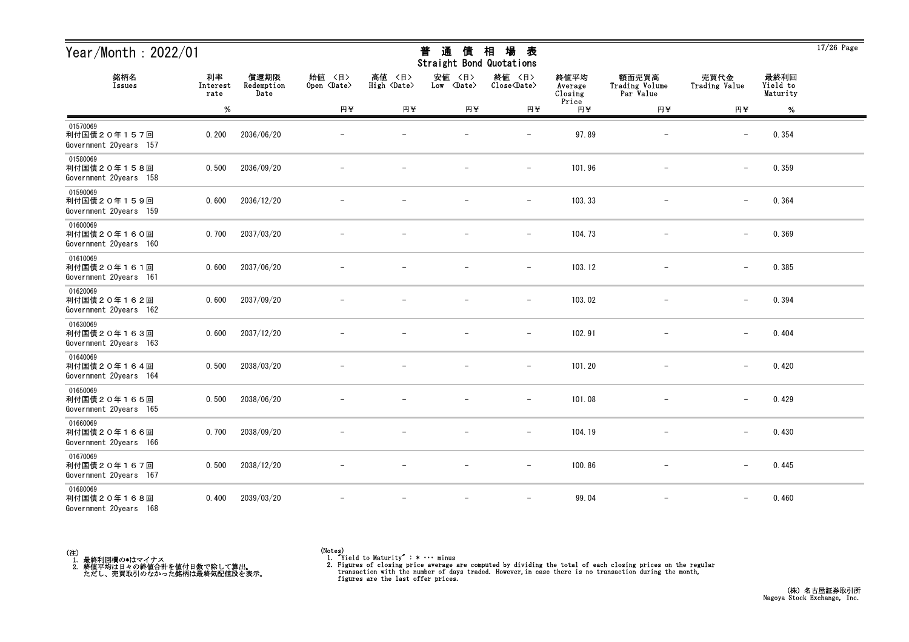# Year/Month：2022/01

## 普 通 債 相 場 表
Straight Bond Quotations

| 銘柄名 Issues | 利率 Interest rate % | 償還期限 Redemption Date | 始値 <日> Open <Date> 円¥ | 高値 <日> High <Date> 円¥ | 安値 <日> Low <Date> 円¥ | 終値 <日> Close<Date> 円¥ | 終値平均 Average Closing Price 円¥ | 額面売買高 Trading Volume Par Value 円¥ | 売買代金 Trading Value 円¥ | 最終利回 Yield to Maturity % |
|---|---|---|---|---|---|---|---|---|---|---|
| 01570069 利付国債２０年１５７回 Government 20years 157 | 0.200 | 2036/06/20 | － | － | － | － | 97.89 | － | － | 0.354 |
| 01580069 利付国債２０年１５８回 Government 20years 158 | 0.500 | 2036/09/20 | － | － | － | － | 101.96 | － | － | 0.359 |
| 01590069 利付国債２０年１５９回 Government 20years 159 | 0.600 | 2036/12/20 | － | － | － | － | 103.33 | － | － | 0.364 |
| 01600069 利付国債２０年１６０回 Government 20years 160 | 0.700 | 2037/03/20 | － | － | － | － | 104.73 | － | － | 0.369 |
| 01610069 利付国債２０年１６１回 Government 20years 161 | 0.600 | 2037/06/20 | － | － | － | － | 103.12 | － | － | 0.385 |
| 01620069 利付国債２０年１６２回 Government 20years 162 | 0.600 | 2037/09/20 | － | － | － | － | 103.02 | － | － | 0.394 |
| 01630069 利付国債２０年１６３回 Government 20years 163 | 0.600 | 2037/12/20 | － | － | － | － | 102.91 | － | － | 0.404 |
| 01640069 利付国債２０年１６４回 Government 20years 164 | 0.500 | 2038/03/20 | － | － | － | － | 101.20 | － | － | 0.420 |
| 01650069 利付国債２０年１６５回 Government 20years 165 | 0.500 | 2038/06/20 | － | － | － | － | 101.08 | － | － | 0.429 |
| 01660069 利付国債２０年１６６回 Government 20years 166 | 0.700 | 2038/09/20 | － | － | － | － | 104.19 | － | － | 0.430 |
| 01670069 利付国債２０年１６７回 Government 20years 167 | 0.500 | 2038/12/20 | － | － | － | － | 100.86 | － | － | 0.445 |
| 01680069 利付国債２０年１６８回 Government 20years 168 | 0.400 | 2039/03/20 | － | － | － | － | 99.04 | － | － | 0.460 |

(注)
1. 最終利回欄の*はマイナス
2. 終値平均は日々の終値合計を値付日数で除して算出。
   ただし、売買取引のなかった銘柄は最終気配値段を表示。

(Notes)
1. "Yield to Maturity" : * ･･･ minus
2. Figures of closing price average are computed by dividing the total of each closing prices on the regular transaction with the number of days traded. However,in case there is no transaction during the month, figures are the last offer prices.

(株) 名古屋証券取引所
Nagoya Stock Exchange, Inc.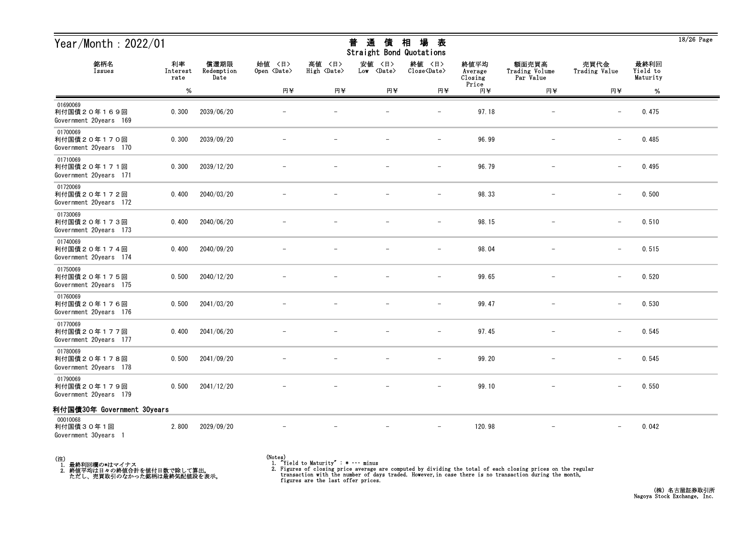# Year/Month：2022/01

## 普 通 債 相 場 表
Straight Bond Quotations

| 銘柄名 Issues | 利率 Interest rate % | 償還期限 Redemption Date | 始値 〈日〉 Open 〈Date〉 円¥ | 高値 〈日〉 High 〈Date〉 円¥ | 安値 〈日〉 Low 〈Date〉 円¥ | 終値 〈日〉 Close〈Date〉 円¥ | 終値平均 Average Closing Price 円¥ | 額面売買高 Trading Volume Par Value 円¥ | 売買代金 Trading Value 円¥ | 最終利回 Yield to Maturity % |
|---|---|---|---|---|---|---|---|---|---|---|
| 01690069 利付国債２０年１６９回 Government 20years 169 | 0.300 | 2039/06/20 | － | － | － | － | 97.18 | － | － | 0.475 |
| 01700069 利付国債２０年１７０回 Government 20years 170 | 0.300 | 2039/09/20 | － | － | － | － | 96.99 | － | － | 0.485 |
| 01710069 利付国債２０年１７１回 Government 20years 171 | 0.300 | 2039/12/20 | － | － | － | － | 96.79 | － | － | 0.495 |
| 01720069 利付国債２０年１７２回 Government 20years 172 | 0.400 | 2040/03/20 | － | － | － | － | 98.33 | － | － | 0.500 |
| 01730069 利付国債２０年１７３回 Government 20years 173 | 0.400 | 2040/06/20 | － | － | － | － | 98.15 | － | － | 0.510 |
| 01740069 利付国債２０年１７４回 Government 20years 174 | 0.400 | 2040/09/20 | － | － | － | － | 98.04 | － | － | 0.515 |
| 01750069 利付国債２０年１７５回 Government 20years 175 | 0.500 | 2040/12/20 | － | － | － | － | 99.65 | － | － | 0.520 |
| 01760069 利付国債２０年１７６回 Government 20years 176 | 0.500 | 2041/03/20 | － | － | － | － | 99.47 | － | － | 0.530 |
| 01770069 利付国債２０年１７７回 Government 20years 177 | 0.400 | 2041/06/20 | － | － | － | － | 97.45 | － | － | 0.545 |
| 01780069 利付国債２０年１７８回 Government 20years 178 | 0.500 | 2041/09/20 | － | － | － | － | 99.20 | － | － | 0.545 |
| 01790069 利付国債２０年１７９回 Government 20years 179 | 0.500 | 2041/12/20 | － | － | － | － | 99.10 | － | － | 0.550 |
| **利付国債30年 Government 30years** | | | | | | | | | | |
| 00010068 利付国債３０年１回 Government 30years 1 | 2.800 | 2029/09/20 | － | － | － | － | 120.98 | － | － | 0.042 |

(注)
1. 最終利回欄の*はマイナス
2. 終値平均は日々の終値合計を値付日数で除して算出。
　ただし、売買取引のなかった銘柄は最終気配値段を表示。

(Notes)
1. "Yield to Maturity" : * ･･･ minus
2. Figures of closing price average are computed by dividing the total of each closing prices on the regular transaction with the number of days traded. However,in case there is no transaction during the month, figures are the last offer prices.

(株) 名古屋証券取引所
Nagoya Stock Exchange, Inc.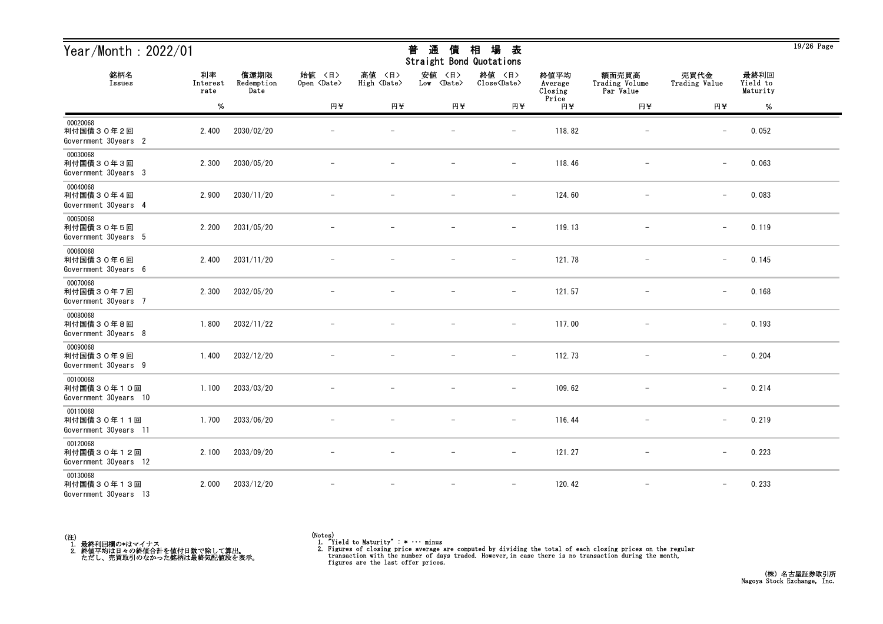# Year/Month : 2022/01

## 普 通 債 相 場 表
## Straight Bond Quotations

| 銘柄名 Issues | 利率 Interest rate % | 償還期限 Redemption Date | 始値 〈日〉 Open 〈Date〉 円¥ | 高値 〈日〉 High 〈Date〉 円¥ | 安値 〈日〉 Low 〈Date〉 円¥ | 終値 〈日〉 Close〈Date〉 円¥ | 終値平均 Average Closing Price 円¥ | 額面売買高 Trading Volume Par Value 円¥ | 売買代金 Trading Value 円¥ | 最終利回 Yield to Maturity % |
|---|---|---|---|---|---|---|---|---|---|---|
| 00020068 利付国債３０年２回 Government 30years 2 | 2.400 | 2030/02/20 | － | － | － | － | 118.82 | － | － | 0.052 |
| 00030068 利付国債３０年３回 Government 30years 3 | 2.300 | 2030/05/20 | － | － | － | － | 118.46 | － | － | 0.063 |
| 00040068 利付国債３０年４回 Government 30years 4 | 2.900 | 2030/11/20 | － | － | － | － | 124.60 | － | － | 0.083 |
| 00050068 利付国債３０年５回 Government 30years 5 | 2.200 | 2031/05/20 | － | － | － | － | 119.13 | － | － | 0.119 |
| 00060068 利付国債３０年６回 Government 30years 6 | 2.400 | 2031/11/20 | － | － | － | － | 121.78 | － | － | 0.145 |
| 00070068 利付国債３０年７回 Government 30years 7 | 2.300 | 2032/05/20 | － | － | － | － | 121.57 | － | － | 0.168 |
| 00080068 利付国債３０年８回 Government 30years 8 | 1.800 | 2032/11/22 | － | － | － | － | 117.00 | － | － | 0.193 |
| 00090068 利付国債３０年９回 Government 30years 9 | 1.400 | 2032/12/20 | － | － | － | － | 112.73 | － | － | 0.204 |
| 00100068 利付国債３０年１０回 Government 30years 10 | 1.100 | 2033/03/20 | － | － | － | － | 109.62 | － | － | 0.214 |
| 00110068 利付国債３０年１１回 Government 30years 11 | 1.700 | 2033/06/20 | － | － | － | － | 116.44 | － | － | 0.219 |
| 00120068 利付国債３０年１２回 Government 30years 12 | 2.100 | 2033/09/20 | － | － | － | － | 121.27 | － | － | 0.223 |
| 00130068 利付国債３０年１３回 Government 30years 13 | 2.000 | 2033/12/20 | － | － | － | － | 120.42 | － | － | 0.233 |

(注)
1. 最終利回欄の*はマイナス
2. 終値平均は日々の終値合計を値付日数で除して算出。
ただし、売買取引のなかった銘柄は最終気配値段を表示。

(Notes)
1. "Yield to Maturity" : * ･･･ minus
2. Figures of closing price average are computed by dividing the total of each closing prices on the regular transaction with the number of days traded. However,in case there is no transaction during the month, figures are the last offer prices.

(株) 名古屋証券取引所
Nagoya Stock Exchange, Inc.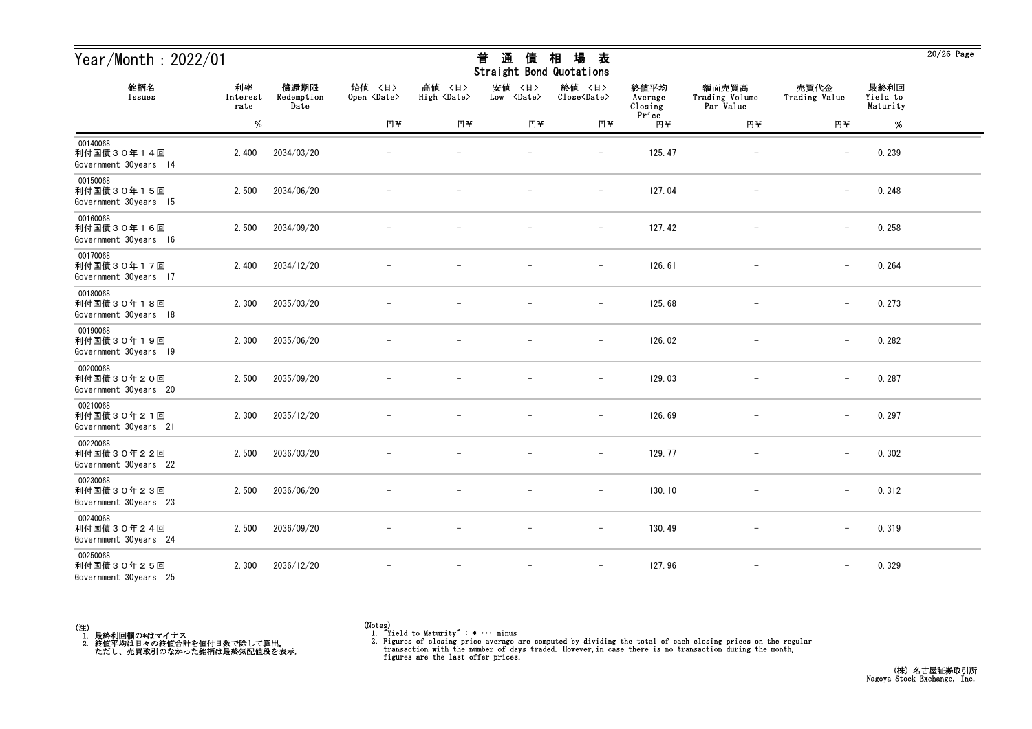# Year/Month：2022/01

## 普 通 債 相 場 表
## Straight Bond Quotations

| 銘柄名 Issues | 利率 Interest rate % | 償還期限 Redemption Date | 始値 <日> Open <Date> 円¥ | 高値 <日> High <Date> 円¥ | 安値 <日> Low <Date> 円¥ | 終値 <日> Close<Date> 円¥ | 終値平均 Average Closing Price 円¥ | 額面売買高 Trading Volume Par Value 円¥ | 売買代金 Trading Value 円¥ | 最終利回 Yield to Maturity % |
|---|---|---|---|---|---|---|---|---|---|---|
| 00140068 利付国債３０年１４回 Government 30years 14 | 2.400 | 2034/03/20 | − | − | − | − | 125.47 | − | − | 0.239 |
| 00150068 利付国債３０年１５回 Government 30years 15 | 2.500 | 2034/06/20 | − | − | − | − | 127.04 | − | − | 0.248 |
| 00160068 利付国債３０年１６回 Government 30years 16 | 2.500 | 2034/09/20 | − | − | − | − | 127.42 | − | − | 0.258 |
| 00170068 利付国債３０年１７回 Government 30years 17 | 2.400 | 2034/12/20 | − | − | − | − | 126.61 | − | − | 0.264 |
| 00180068 利付国債３０年１８回 Government 30years 18 | 2.300 | 2035/03/20 | − | − | − | − | 125.68 | − | − | 0.273 |
| 00190068 利付国債３０年１９回 Government 30years 19 | 2.300 | 2035/06/20 | − | − | − | − | 126.02 | − | − | 0.282 |
| 00200068 利付国債３０年２０回 Government 30years 20 | 2.500 | 2035/09/20 | − | − | − | − | 129.03 | − | − | 0.287 |
| 00210068 利付国債３０年２１回 Government 30years 21 | 2.300 | 2035/12/20 | − | − | − | − | 126.69 | − | − | 0.297 |
| 00220068 利付国債３０年２２回 Government 30years 22 | 2.500 | 2036/03/20 | − | − | − | − | 129.77 | − | − | 0.302 |
| 00230068 利付国債３０年２３回 Government 30years 23 | 2.500 | 2036/06/20 | − | − | − | − | 130.10 | − | − | 0.312 |
| 00240068 利付国債３０年２４回 Government 30years 24 | 2.500 | 2036/09/20 | − | − | − | − | 130.49 | − | − | 0.319 |
| 00250068 利付国債３０年２５回 Government 30years 25 | 2.300 | 2036/12/20 | − | − | − | − | 127.96 | − | − | 0.329 |

(注)
1. 最終利回欄の*はマイナス
2. 終値平均は日々の終値合計を値付日数で除して算出。
   ただし、売買取引のなかった銘柄は最終気配値段を表示。

(Notes)
1. "Yield to Maturity" : * ･･･ minus
2. Figures of closing price average are computed by dividing the total of each closing prices on the regular transaction with the number of days traded. However,in case there is no transaction during the month, figures are the last offer prices.

(株) 名古屋証券取引所
Nagoya Stock Exchange, Inc.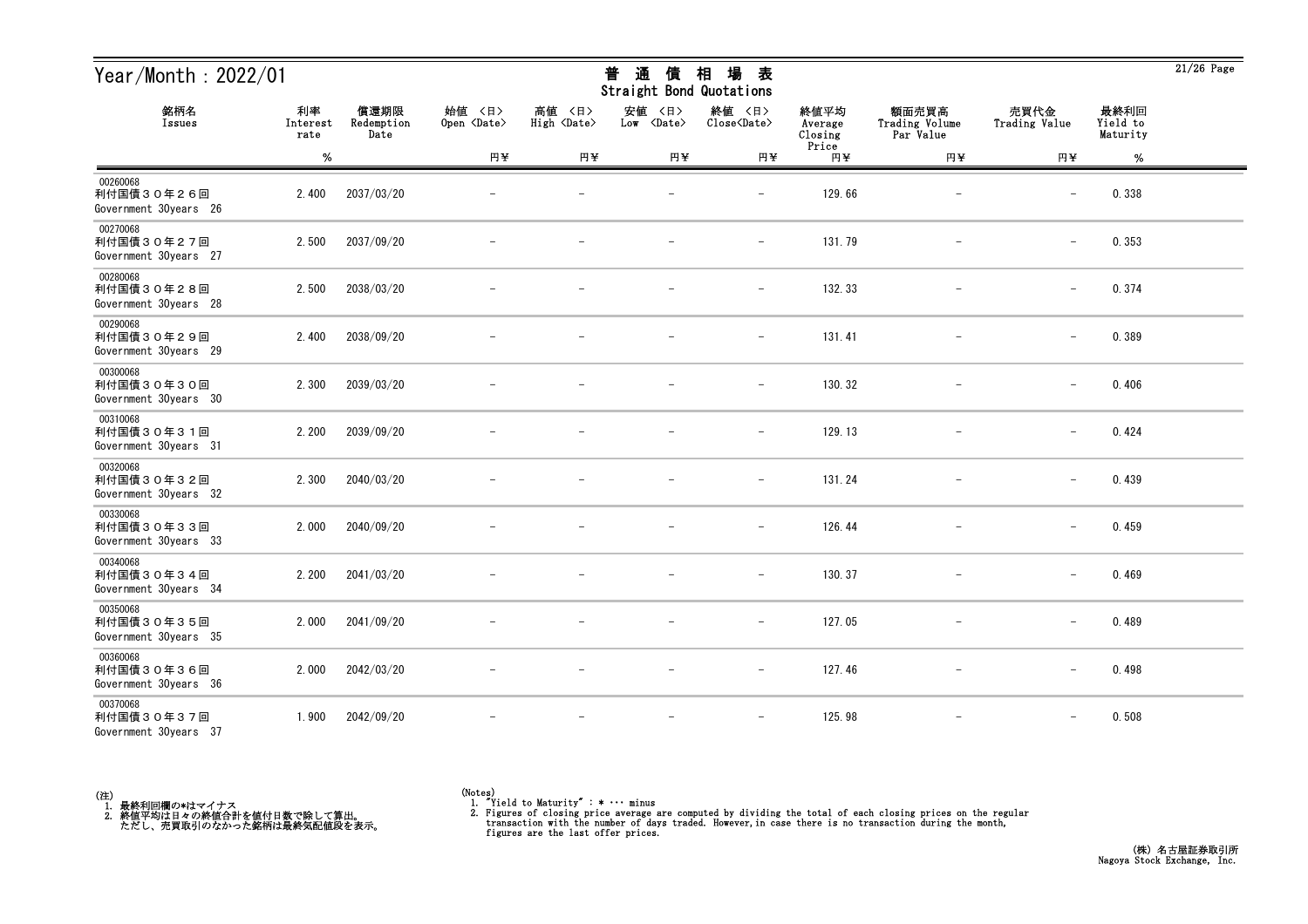# Year/Month：2022/01

## 普 通 債 相 場 表
## Straight Bond Quotations

| 銘柄名 Issues | 利率 Interest rate % | 償還期限 Redemption Date | 始値 <日> Open <Date> 円¥ | 高値 <日> High <Date> 円¥ | 安値 <日> Low <Date> 円¥ | 終値 <日> Close<Date> 円¥ | 終値平均 Average Closing Price 円¥ | 額面売買高 Trading Volume Par Value 円¥ | 売買代金 Trading Value 円¥ | 最終利回 Yield to Maturity % |
|---|---|---|---|---|---|---|---|---|---|---|
| 00260068 利付国債３０年２６回 Government 30years 26 | 2.400 | 2037/03/20 | − | − | − | − | 129.66 | − | − | 0.338 |
| 00270068 利付国債３０年２７回 Government 30years 27 | 2.500 | 2037/09/20 | − | − | − | − | 131.79 | − | − | 0.353 |
| 00280068 利付国債３０年２８回 Government 30years 28 | 2.500 | 2038/03/20 | − | − | − | − | 132.33 | − | − | 0.374 |
| 00290068 利付国債３０年２９回 Government 30years 29 | 2.400 | 2038/09/20 | − | − | − | − | 131.41 | − | − | 0.389 |
| 00300068 利付国債３０年３０回 Government 30years 30 | 2.300 | 2039/03/20 | − | − | − | − | 130.32 | − | − | 0.406 |
| 00310068 利付国債３０年３１回 Government 30years 31 | 2.200 | 2039/09/20 | − | − | − | − | 129.13 | − | − | 0.424 |
| 00320068 利付国債３０年３２回 Government 30years 32 | 2.300 | 2040/03/20 | − | − | − | − | 131.24 | − | − | 0.439 |
| 00330068 利付国債３０年３３回 Government 30years 33 | 2.000 | 2040/09/20 | − | − | − | − | 126.44 | − | − | 0.459 |
| 00340068 利付国債３０年３４回 Government 30years 34 | 2.200 | 2041/03/20 | − | − | − | − | 130.37 | − | − | 0.469 |
| 00350068 利付国債３０年３５回 Government 30years 35 | 2.000 | 2041/09/20 | − | − | − | − | 127.05 | − | − | 0.489 |
| 00360068 利付国債３０年３６回 Government 30years 36 | 2.000 | 2042/03/20 | − | − | − | − | 127.46 | − | − | 0.498 |
| 00370068 利付国債３０年３７回 Government 30years 37 | 1.900 | 2042/09/20 | − | − | − | − | 125.98 | − | − | 0.508 |

(注)
1. 最終利回欄の*はマイナス
2. 終値平均は日々の終値合計を値付日数で除して算出。
   ただし、売買取引のなかった銘柄は最終気配値段を表示。

(Notes)
1. "Yield to Maturity" : * ··· minus
2. Figures of closing price average are computed by dividing the total of each closing prices on the regular transaction with the number of days traded. However,in case there is no transaction during the month, figures are the last offer prices.

(株) 名古屋証券取引所
Nagoya Stock Exchange, Inc.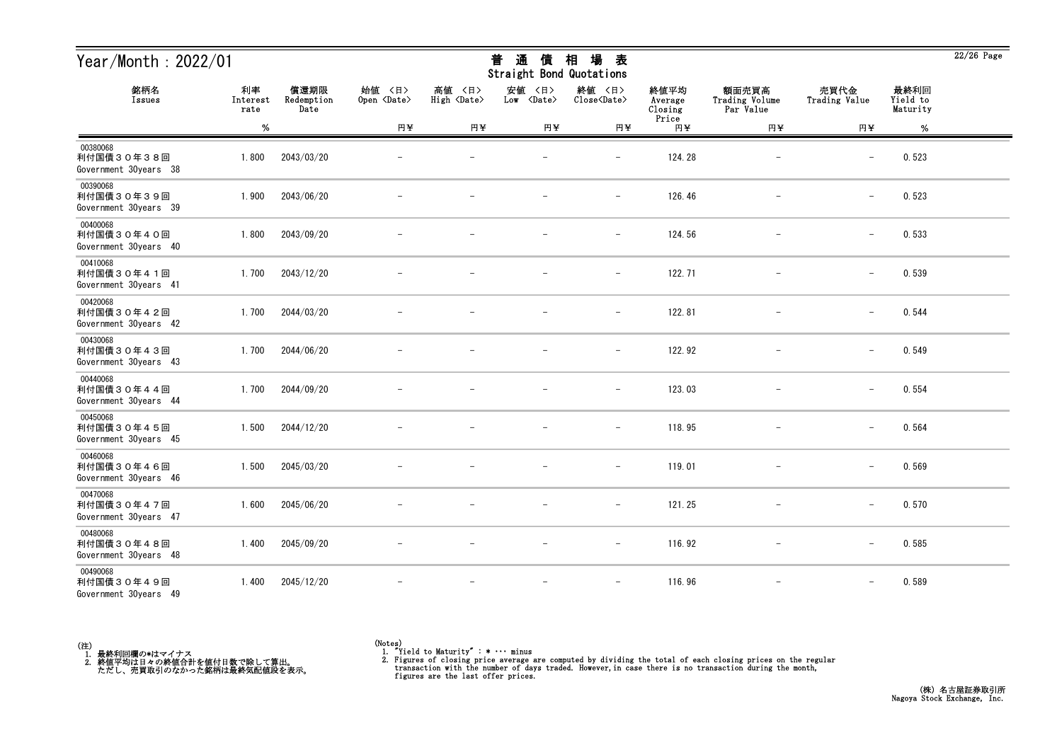# Year/Month：2022/01

## 普通債相場表
## Straight Bond Quotations

| 銘柄名<br>Issues | 利率<br>Interest rate<br>% | 償還期限<br>Redemption Date | 始値 〈日〉<br>Open 〈Date〉<br>円¥ | 高値 〈日〉<br>High 〈Date〉<br>円¥ | 安値 〈日〉<br>Low 〈Date〉<br>円¥ | 終値 〈日〉<br>Close〈Date〉<br>円¥ | 終値平均<br>Average Closing Price<br>円¥ | 額面売買高<br>Trading Volume Par Value<br>円¥ | 売買代金<br>Trading Value<br>円¥ | 最終利回<br>Yield to Maturity<br>% |
|---|---|---|---|---|---|---|---|---|---|---|
| 00380068<br>利付国債３０年３８回<br>Government 30years 38 | 1.800 | 2043/03/20 | － | － | － | － | 124.28 | － | － | 0.523 |
| 00390068<br>利付国債３０年３９回<br>Government 30years 39 | 1.900 | 2043/06/20 | － | － | － | － | 126.46 | － | － | 0.523 |
| 00400068<br>利付国債３０年４０回<br>Government 30years 40 | 1.800 | 2043/09/20 | － | － | － | － | 124.56 | － | － | 0.533 |
| 00410068<br>利付国債３０年４１回<br>Government 30years 41 | 1.700 | 2043/12/20 | － | － | － | － | 122.71 | － | － | 0.539 |
| 00420068<br>利付国債３０年４２回<br>Government 30years 42 | 1.700 | 2044/03/20 | － | － | － | － | 122.81 | － | － | 0.544 |
| 00430068<br>利付国債３０年４３回<br>Government 30years 43 | 1.700 | 2044/06/20 | － | － | － | － | 122.92 | － | － | 0.549 |
| 00440068<br>利付国債３０年４４回<br>Government 30years 44 | 1.700 | 2044/09/20 | － | － | － | － | 123.03 | － | － | 0.554 |
| 00450068<br>利付国債３０年４５回<br>Government 30years 45 | 1.500 | 2044/12/20 | － | － | － | － | 118.95 | － | － | 0.564 |
| 00460068<br>利付国債３０年４６回<br>Government 30years 46 | 1.500 | 2045/03/20 | － | － | － | － | 119.01 | － | － | 0.569 |
| 00470068<br>利付国債３０年４７回<br>Government 30years 47 | 1.600 | 2045/06/20 | － | － | － | － | 121.25 | － | － | 0.570 |
| 00480068<br>利付国債３０年４８回<br>Government 30years 48 | 1.400 | 2045/09/20 | － | － | － | － | 116.92 | － | － | 0.585 |
| 00490068<br>利付国債３０年４９回<br>Government 30years 49 | 1.400 | 2045/12/20 | － | － | － | － | 116.96 | － | － | 0.589 |

(注)
1. 最終利回欄の*はマイナス
2. 終値平均は日々の終値合計を値付日数で除して算出。
　ただし、売買取引のなかった銘柄は最終気配値段を表示。

(Notes)
1. "Yield to Maturity" : * ··· minus
2. Figures of closing price average are computed by dividing the total of each closing prices on the regular transaction with the number of days traded. However,in case there is no transaction during the month, figures are the last offer prices.

(株) 名古屋証券取引所
Nagoya Stock Exchange, Inc.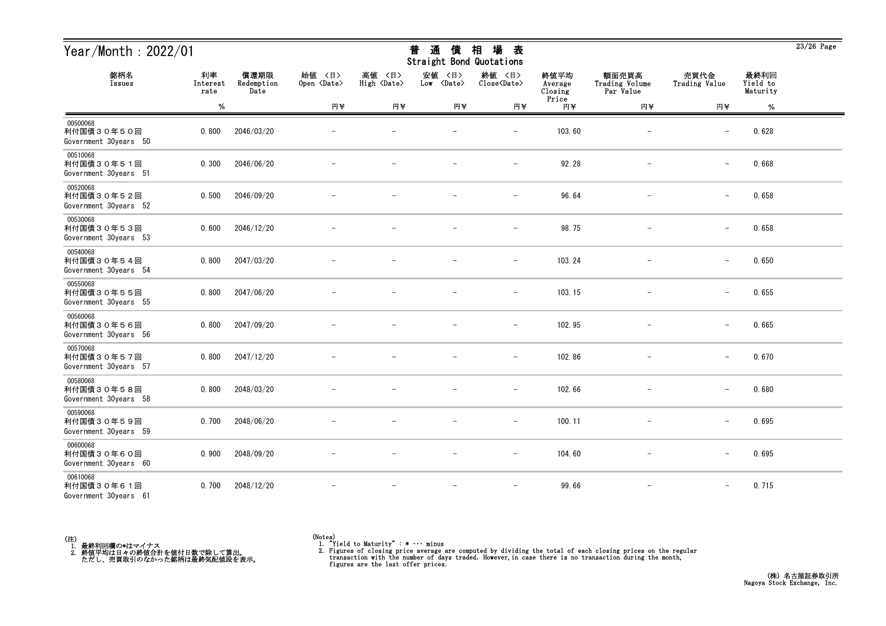# Year/Month：2022/01

## 普 通 債 相 場 表
Straight Bond Quotations

| 銘柄名<br>Issues | 利率<br>Interest rate<br>% | 償還期限<br>Redemption Date | 始値 〈日〉<br>Open 〈Date〉<br>円¥ | 高値 〈日〉<br>High 〈Date〉<br>円¥ | 安値 〈日〉<br>Low 〈Date〉<br>円¥ | 終値 〈日〉<br>Close〈Date〉<br>円¥ | 終値平均<br>Average Closing Price<br>円¥ | 額面売買高<br>Trading Volume Par Value<br>円¥ | 売買代金<br>Trading Value<br>円¥ | 最終利回<br>Yield to Maturity<br>% |
|---|---|---|---|---|---|---|---|---|---|---|
| 00500068<br>利付国債３０年５０回<br>Government 30years 50 | 0.800 | 2046/03/20 | － | － | － | － | 103.60 | － | － | 0.628 |
| 00510068<br>利付国債３０年５１回<br>Government 30years 51 | 0.300 | 2046/06/20 | － | － | － | － | 92.28 | － | － | 0.668 |
| 00520068<br>利付国債３０年５２回<br>Government 30years 52 | 0.500 | 2046/09/20 | － | － | － | － | 96.64 | － | － | 0.658 |
| 00530068<br>利付国債３０年５３回<br>Government 30years 53 | 0.600 | 2046/12/20 | － | － | － | － | 98.75 | － | － | 0.658 |
| 00540068<br>利付国債３０年５４回<br>Government 30years 54 | 0.800 | 2047/03/20 | － | － | － | － | 103.24 | － | － | 0.650 |
| 00550068<br>利付国債３０年５５回<br>Government 30years 55 | 0.800 | 2047/06/20 | － | － | － | － | 103.15 | － | － | 0.655 |
| 00560068<br>利付国債３０年５６回<br>Government 30years 56 | 0.800 | 2047/09/20 | － | － | － | － | 102.95 | － | － | 0.665 |
| 00570068<br>利付国債３０年５７回<br>Government 30years 57 | 0.800 | 2047/12/20 | － | － | － | － | 102.86 | － | － | 0.670 |
| 00580068<br>利付国債３０年５８回<br>Government 30years 58 | 0.800 | 2048/03/20 | － | － | － | － | 102.66 | － | － | 0.680 |
| 00590068<br>利付国債３０年５９回<br>Government 30years 59 | 0.700 | 2048/06/20 | － | － | － | － | 100.11 | － | － | 0.695 |
| 00600068<br>利付国債３０年６０回<br>Government 30years 60 | 0.900 | 2048/09/20 | － | － | － | － | 104.60 | － | － | 0.695 |
| 00610068<br>利付国債３０年６１回<br>Government 30years 61 | 0.700 | 2048/12/20 | － | － | － | － | 99.66 | － | － | 0.715 |

(注)
1. 最終利回欄の*はマイナス
2. 終値平均は日々の終値合計を値付日数で除して算出。
   ただし、売買取引のなかった銘柄は最終気配値段を表示。

(Notes)
1. "Yield to Maturity" : * ･･･ minus
2. Figures of closing price average are computed by dividing the total of each closing prices on the regular transaction with the number of days traded. However,in case there is no transaction during the month, figures are the last offer prices.

(株) 名古屋証券取引所
Nagoya Stock Exchange, Inc.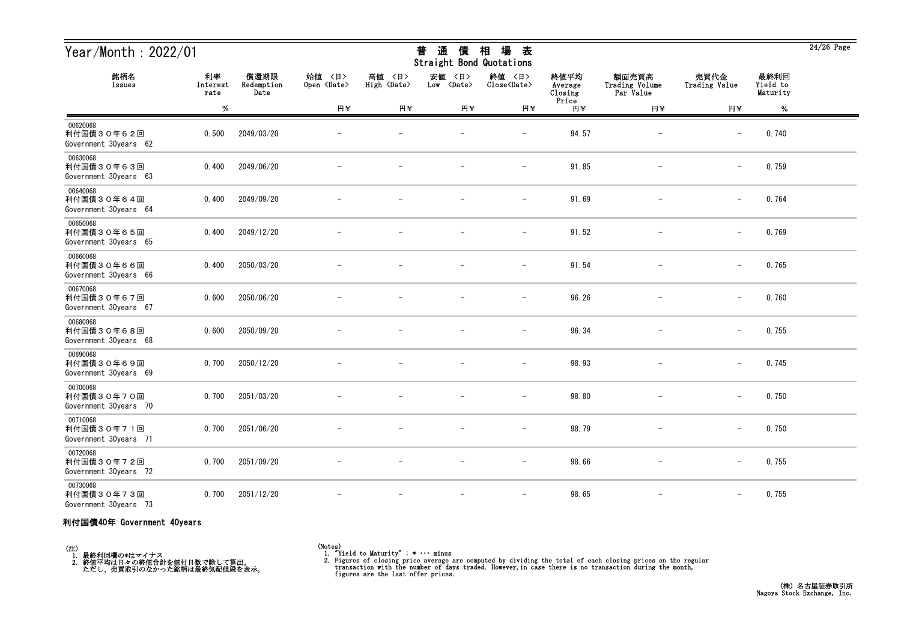# Year/Month : 2022/01

## 普 通 債 相 場 表
Straight Bond Quotations

| 銘柄名 Issues | 利率 Interest rate | 償還期限 Redemption Date | 始値 <日> Open <Date> | 高値 <日> High <Date> | 安値 <日> Low <Date> | 終値 <日> Close<Date> | 終値平均 Average Closing Price | 額面売買高 Trading Volume Par Value | 売買代金 Trading Value | 最終利回 Yield to Maturity |
|---|---|---|---|---|---|---|---|---|---|---|
| | % | | 円¥ | 円¥ | 円¥ | 円¥ | 円¥ | 円¥ | 円¥ | % |
| 00620068 利付国債３０年６２回 Government 30years 62 | 0.500 | 2049/03/20 | − | − | − | − | 94.57 | − | − | 0.740 |
| 00630068 利付国債３０年６３回 Government 30years 63 | 0.400 | 2049/06/20 | − | − | − | − | 91.85 | − | − | 0.759 |
| 00640068 利付国債３０年６４回 Government 30years 64 | 0.400 | 2049/09/20 | − | − | − | − | 91.69 | − | − | 0.764 |
| 00650068 利付国債３０年６５回 Government 30years 65 | 0.400 | 2049/12/20 | − | − | − | − | 91.52 | − | − | 0.769 |
| 00660068 利付国債３０年６６回 Government 30years 66 | 0.400 | 2050/03/20 | − | − | − | − | 91.54 | − | − | 0.765 |
| 00670068 利付国債３０年６７回 Government 30years 67 | 0.600 | 2050/06/20 | − | − | − | − | 96.26 | − | − | 0.760 |
| 00680068 利付国債３０年６８回 Government 30years 68 | 0.600 | 2050/09/20 | − | − | − | − | 96.34 | − | − | 0.755 |
| 00690068 利付国債３０年６９回 Government 30years 69 | 0.700 | 2050/12/20 | − | − | − | − | 98.93 | − | − | 0.745 |
| 00700068 利付国債３０年７０回 Government 30years 70 | 0.700 | 2051/03/20 | − | − | − | − | 98.80 | − | − | 0.750 |
| 00710068 利付国債３０年７１回 Government 30years 71 | 0.700 | 2051/06/20 | − | − | − | − | 98.79 | − | − | 0.750 |
| 00720068 利付国債３０年７２回 Government 30years 72 | 0.700 | 2051/09/20 | − | − | − | − | 98.66 | − | − | 0.755 |
| 00730068 利付国債３０年７３回 Government 30years 73 | 0.700 | 2051/12/20 | − | − | − | − | 98.65 | − | − | 0.755 |

**利付国債40年 Government 40years**

(注)
1. 最終利回欄の*はマイナス
2. 終値平均は日々の終値合計を値付日数で除して算出。
   ただし、売買取引のなかった銘柄は最終気配値段を表示。

(Notes)
1. "Yield to Maturity" : * ··· minus
2. Figures of closing price average are computed by dividing the total of each closing prices on the regular transaction with the number of days traded. However,in case there is no transaction during the month, figures are the last offer prices.

(株) 名古屋証券取引所
Nagoya Stock Exchange, Inc.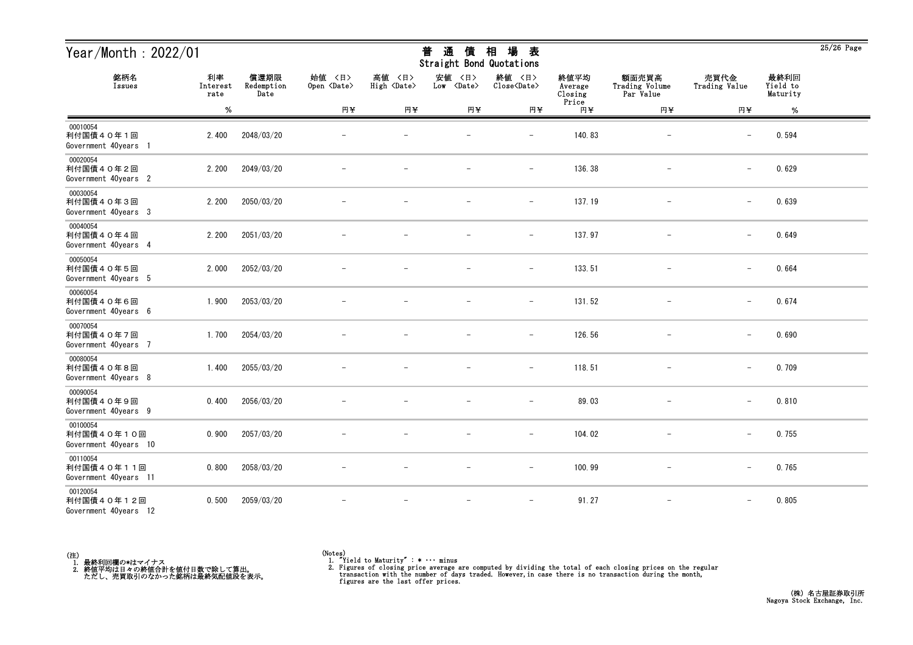# Year/Month：2022/01

## 普 通 債 相 場 表
Straight Bond Quotations

| 銘柄名 Issues | 利率 Interest rate % | 償還期限 Redemption Date | 始値 〈日〉 Open 〈Date〉 円¥ | 高値 〈日〉 High 〈Date〉 円¥ | 安値 〈日〉 Low 〈Date〉 円¥ | 終値 〈日〉 Close〈Date〉 円¥ | 終値平均 Average Closing Price 円¥ | 額面売買高 Trading Volume Par Value 円¥ | 売買代金 Trading Value 円¥ | 最終利回 Yield to Maturity % |
|---|---|---|---|---|---|---|---|---|---|---|
| 00010054 利付国債４０年１回 Government 40years 1 | 2.400 | 2048/03/20 | － | － | － | － | 140.83 | － | － | 0.594 |
| 00020054 利付国債４０年２回 Government 40years 2 | 2.200 | 2049/03/20 | － | － | － | － | 136.38 | － | － | 0.629 |
| 00030054 利付国債４０年３回 Government 40years 3 | 2.200 | 2050/03/20 | － | － | － | － | 137.19 | － | － | 0.639 |
| 00040054 利付国債４０年４回 Government 40years 4 | 2.200 | 2051/03/20 | － | － | － | － | 137.97 | － | － | 0.649 |
| 00050054 利付国債４０年５回 Government 40years 5 | 2.000 | 2052/03/20 | － | － | － | － | 133.51 | － | － | 0.664 |
| 00060054 利付国債４０年６回 Government 40years 6 | 1.900 | 2053/03/20 | － | － | － | － | 131.52 | － | － | 0.674 |
| 00070054 利付国債４０年７回 Government 40years 7 | 1.700 | 2054/03/20 | － | － | － | － | 126.56 | － | － | 0.690 |
| 00080054 利付国債４０年８回 Government 40years 8 | 1.400 | 2055/03/20 | － | － | － | － | 118.51 | － | － | 0.709 |
| 00090054 利付国債４０年９回 Government 40years 9 | 0.400 | 2056/03/20 | － | － | － | － | 89.03 | － | － | 0.810 |
| 00100054 利付国債４０年１０回 Government 40years 10 | 0.900 | 2057/03/20 | － | － | － | － | 104.02 | － | － | 0.755 |
| 00110054 利付国債４０年１１回 Government 40years 11 | 0.800 | 2058/03/20 | － | － | － | － | 100.99 | － | － | 0.765 |
| 00120054 利付国債４０年１２回 Government 40years 12 | 0.500 | 2059/03/20 | － | － | － | － | 91.27 | － | － | 0.805 |

(注)
1. 最終利回欄の*はマイナス
2. 終値平均は日々の終値合計を値付日数で除して算出。
   ただし、売買取引のなかった銘柄は最終気配値段を表示。

(Notes)
1. "Yield to Maturity" : * ･･･ minus
2. Figures of closing price average are computed by dividing the total of each closing prices on the regular transaction with the number of days traded. However,in case there is no transaction during the month, figures are the last offer prices.

(株) 名古屋証券取引所
Nagoya Stock Exchange, Inc.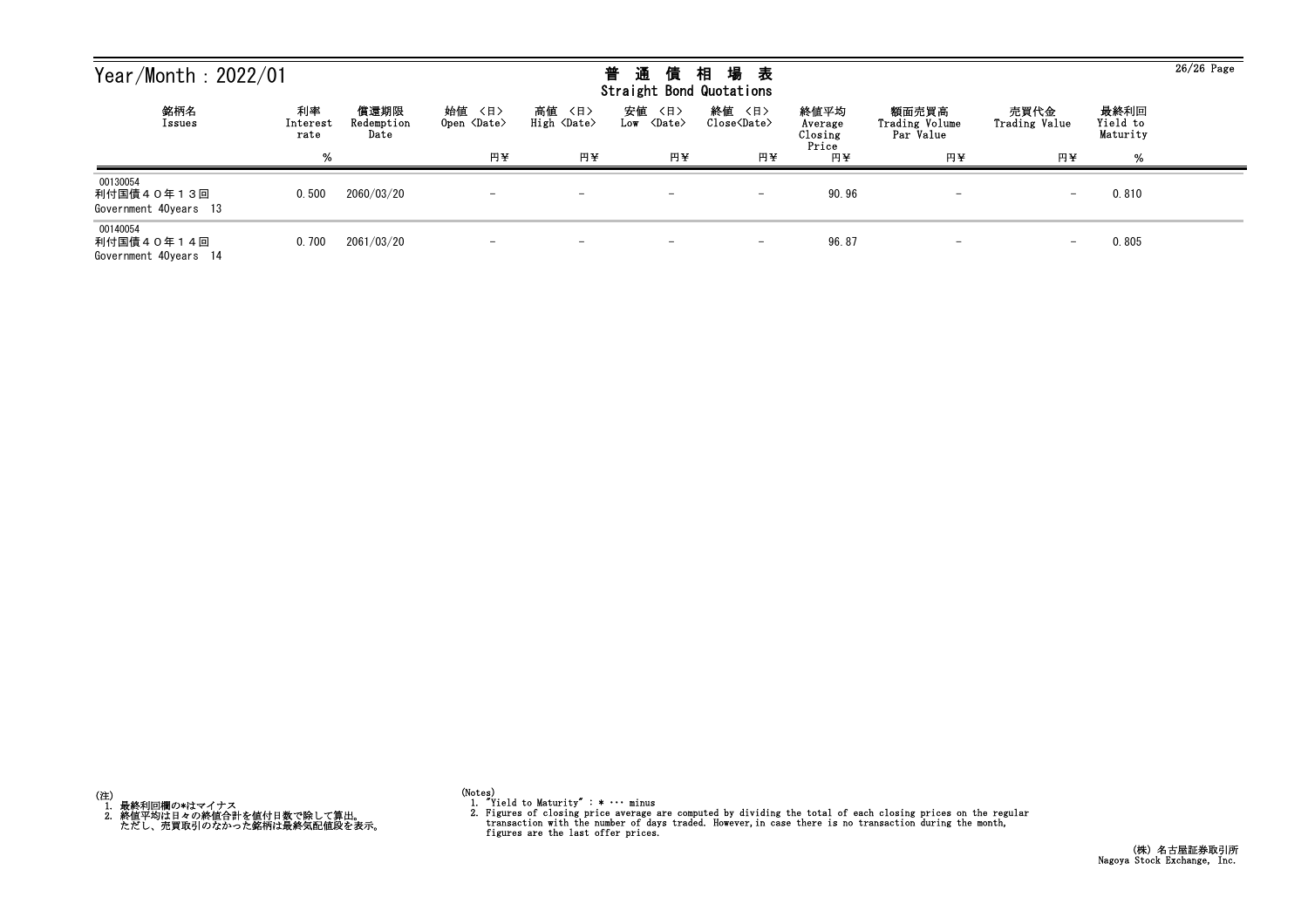# Year/Month : 2022/01

## 普 通 債 相 場 表
## Straight Bond Quotations

| 銘柄名<br>Issues | 利率<br>Interest rate<br>% | 償還期限<br>Redemption Date | 始値 <日><br>Open <Date><br>円¥ | 高値 <日><br>High <Date><br>円¥ | 安値 <日><br>Low <Date><br>円¥ | 終値 <日><br>Close<Date><br>円¥ | 終値平均<br>Average Closing Price<br>円¥ | 額面売買高<br>Trading Volume Par Value<br>円¥ | 売買代金<br>Trading Value<br>円¥ | 最終利回<br>Yield to Maturity<br>% |
|---|---|---|---|---|---|---|---|---|---|---|
| 00130054<br>利付国債４０年１３回<br>Government 40years 13 | 0.500 | 2060/03/20 | － | － | － | － | 90.96 | － | － | 0.810 |
| 00140054<br>利付国債４０年１４回<br>Government 40years 14 | 0.700 | 2061/03/20 | － | － | － | － | 96.87 | － | － | 0.805 |

(注)
1. 最終利回欄の*はマイナス
2. 終値平均は日々の終値合計を値付日数で除して算出。
   ただし、売買取引のなかった銘柄は最終気配値段を表示。

(Notes)
1. "Yield to Maturity" : * ･･･ minus
2. Figures of closing price average are computed by dividing the total of each closing prices on the regular transaction with the number of days traded. However,in case there is no transaction during the month, figures are the last offer prices.

(株) 名古屋証券取引所
Nagoya Stock Exchange, Inc.